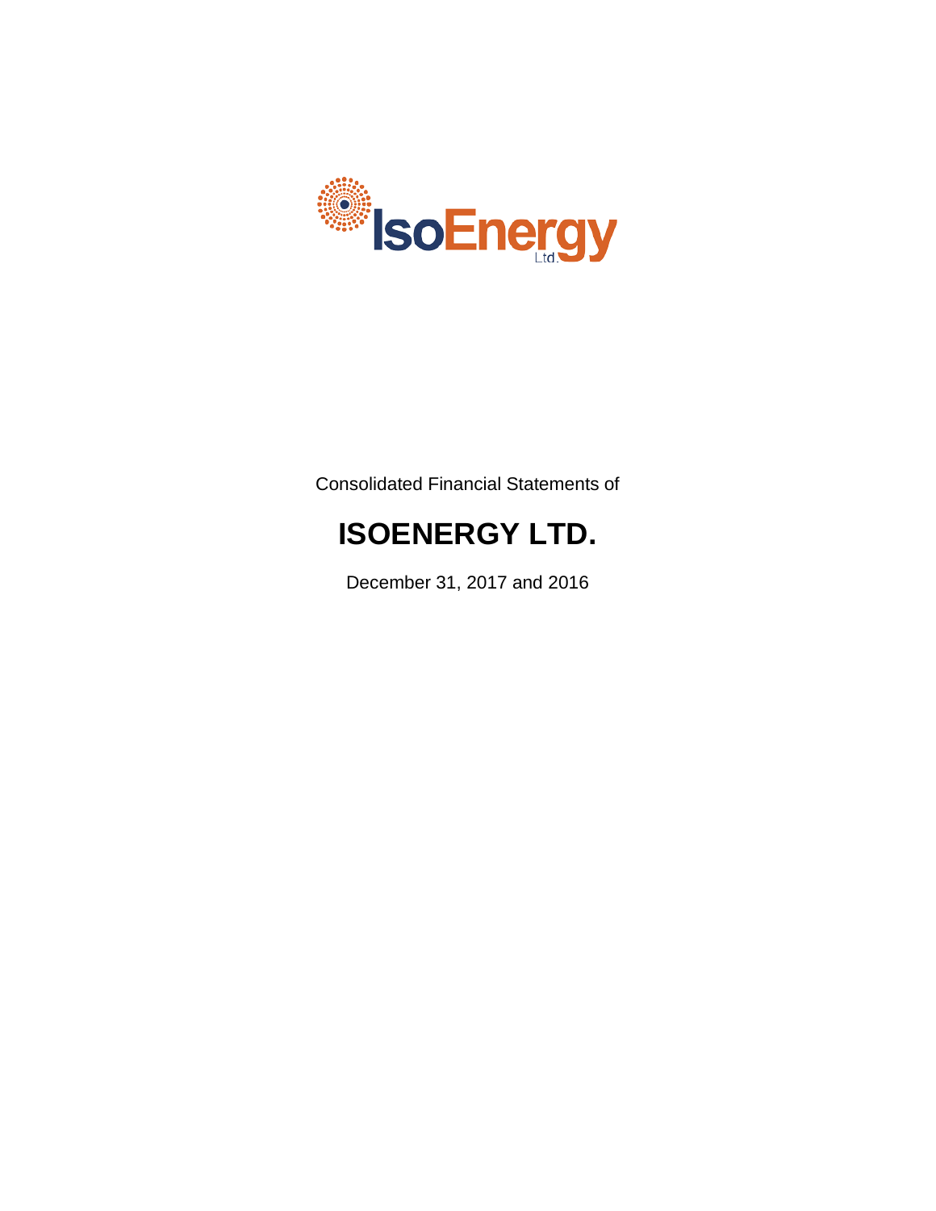Consolidated Financial Statements of

# ISOENERGY LTD.

December 31, 2017 and 2016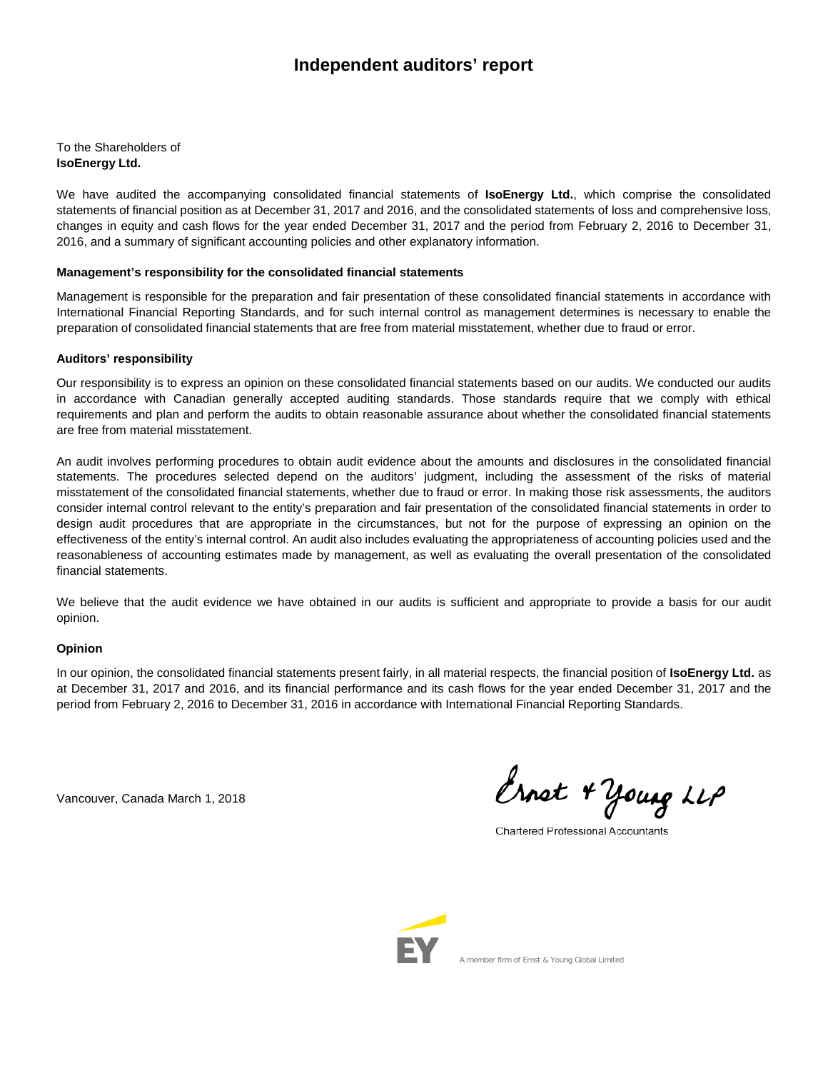# Independent auditors' report

To the Shareholders of
**IsoEnergy Ltd.**

We have audited the accompanying consolidated financial statements of **IsoEnergy Ltd.**, which comprise the consolidated statements of financial position as at December 31, 2017 and 2016, and the consolidated statements of loss and comprehensive loss, changes in equity and cash flows for the year ended December 31, 2017 and the period from February 2, 2016 to December 31, 2016, and a summary of significant accounting policies and other explanatory information.

### Management's responsibility for the consolidated financial statements

Management is responsible for the preparation and fair presentation of these consolidated financial statements in accordance with International Financial Reporting Standards, and for such internal control as management determines is necessary to enable the preparation of consolidated financial statements that are free from material misstatement, whether due to fraud or error.

### Auditors' responsibility

Our responsibility is to express an opinion on these consolidated financial statements based on our audits. We conducted our audits in accordance with Canadian generally accepted auditing standards. Those standards require that we comply with ethical requirements and plan and perform the audits to obtain reasonable assurance about whether the consolidated financial statements are free from material misstatement.

An audit involves performing procedures to obtain audit evidence about the amounts and disclosures in the consolidated financial statements. The procedures selected depend on the auditors' judgment, including the assessment of the risks of material misstatement of the consolidated financial statements, whether due to fraud or error. In making those risk assessments, the auditors consider internal control relevant to the entity's preparation and fair presentation of the consolidated financial statements in order to design audit procedures that are appropriate in the circumstances, but not for the purpose of expressing an opinion on the effectiveness of the entity's internal control. An audit also includes evaluating the appropriateness of accounting policies used and the reasonableness of accounting estimates made by management, as well as evaluating the overall presentation of the consolidated financial statements.

We believe that the audit evidence we have obtained in our audits is sufficient and appropriate to provide a basis for our audit opinion.

### Opinion

In our opinion, the consolidated financial statements present fairly, in all material respects, the financial position of **IsoEnergy Ltd.** as at December 31, 2017 and 2016, and its financial performance and its cash flows for the year ended December 31, 2017 and the period from February 2, 2016 to December 31, 2016 in accordance with International Financial Reporting Standards.

Vancouver, Canada March 1, 2018

Ernst & Young LLP

Chartered Professional Accountants

A member firm of Ernst & Young Global Limited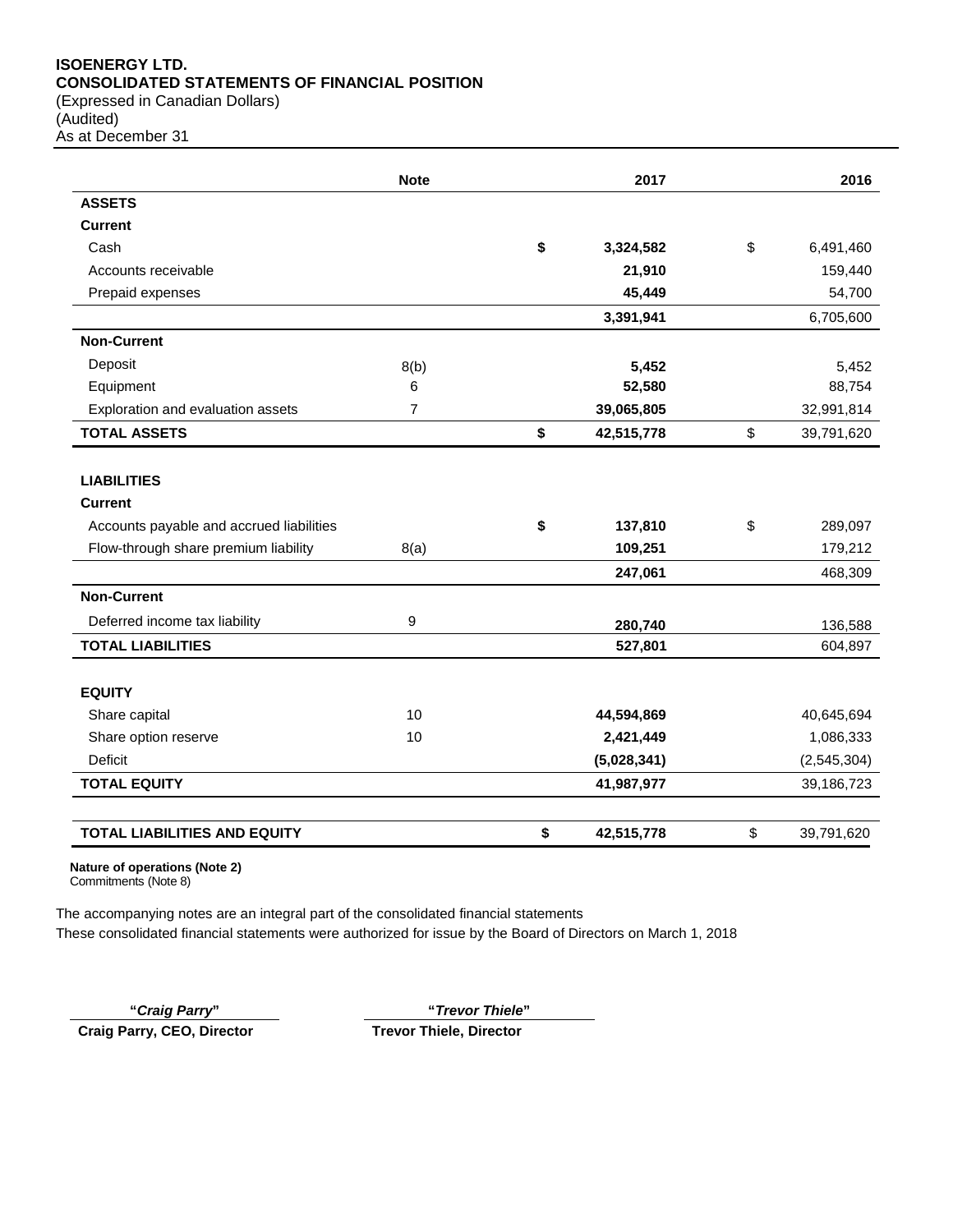**ISOENERGY LTD.**
**CONSOLIDATED STATEMENTS OF FINANCIAL POSITION**
(Expressed in Canadian Dollars)
(Audited)
As at December 31

| | Note | 2017 | 2016 |
|---|---|---|---|
| **ASSETS** | | | |
| **Current** | | | |
| Cash | | **$ 3,324,582** | $ 6,491,460 |
| Accounts receivable | | **21,910** | 159,440 |
| Prepaid expenses | | **45,449** | 54,700 |
| | | **3,391,941** | 6,705,600 |
| **Non-Current** | | | |
| Deposit | 8(b) | **5,452** | 5,452 |
| Equipment | 6 | **52,580** | 88,754 |
| Exploration and evaluation assets | 7 | **39,065,805** | 32,991,814 |
| **TOTAL ASSETS** | | **$ 42,515,778** | $ 39,791,620 |
| | | | |
| **LIABILITIES** | | | |
| **Current** | | | |
| Accounts payable and accrued liabilities | | **$ 137,810** | $ 289,097 |
| Flow-through share premium liability | 8(a) | **109,251** | 179,212 |
| | | **247,061** | 468,309 |
| **Non-Current** | | | |
| Deferred income tax liability | 9 | **280,740** | 136,588 |
| **TOTAL LIABILITIES** | | **527,801** | 604,897 |
| | | | |
| **EQUITY** | | | |
| Share capital | 10 | **44,594,869** | 40,645,694 |
| Share option reserve | 10 | **2,421,449** | 1,086,333 |
| Deficit | | **(5,028,341)** | (2,545,304) |
| **TOTAL EQUITY** | | **41,987,977** | 39,186,723 |
| | | | |
| **TOTAL LIABILITIES AND EQUITY** | | **$ 42,515,778** | $ 39,791,620 |

**Nature of operations (Note 2)**
Commitments (Note 8)

The accompanying notes are an integral part of the consolidated financial statements
These consolidated financial statements were authorized for issue by the Board of Directors on March 1, 2018

**"*Craig Parry*"**
**Craig Parry, CEO, Director**

**"*Trevor Thiele*"**
**Trevor Thiele, Director**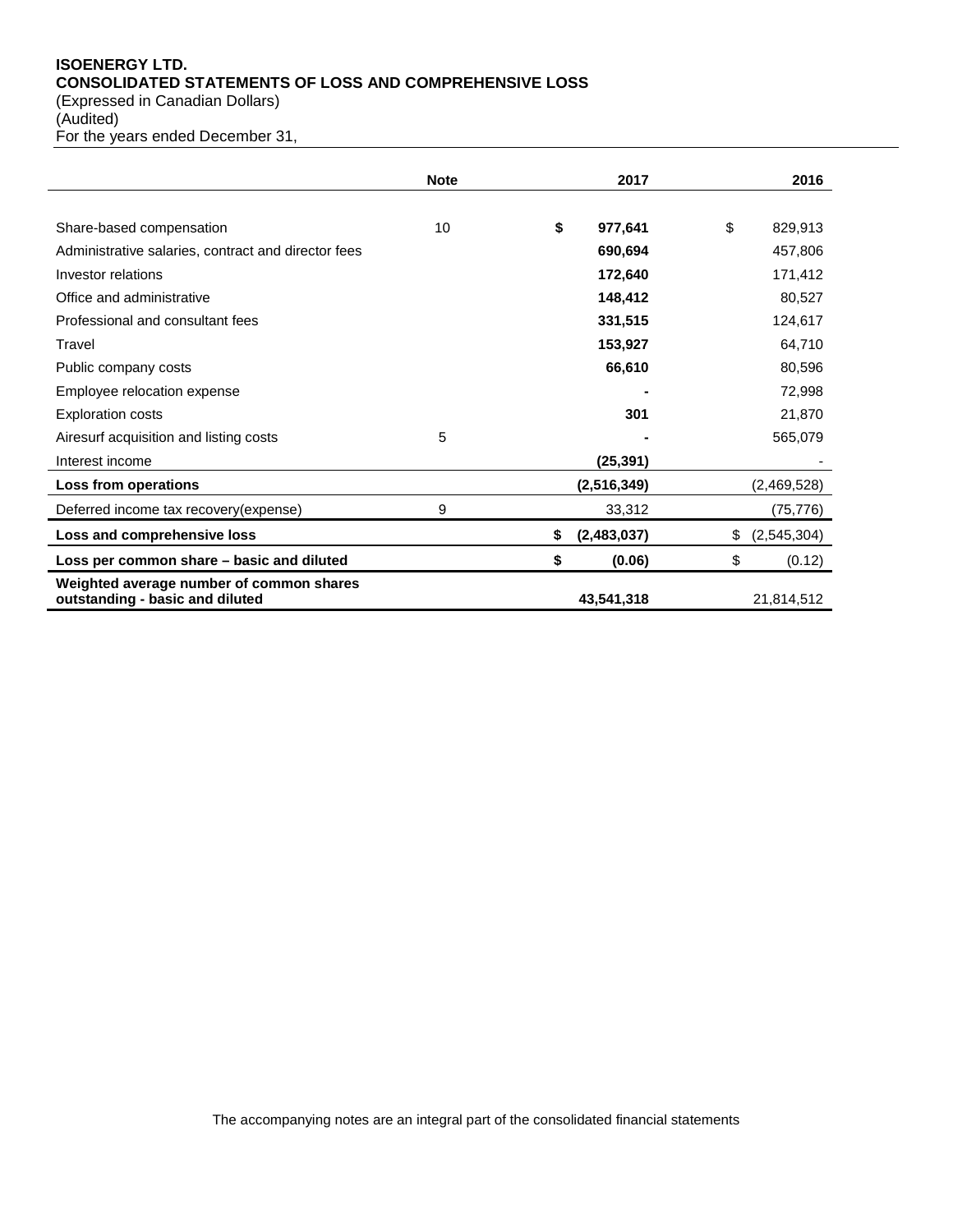**ISOENERGY LTD.**
**CONSOLIDATED STATEMENTS OF LOSS AND COMPREHENSIVE LOSS**
(Expressed in Canadian Dollars)
(Audited)
For the years ended December 31,

| | Note | 2017 | 2016 |
|---|---|---|---|
| Share-based compensation | 10 | **$ 977,641** | $ 829,913 |
| Administrative salaries, contract and director fees | | **690,694** | 457,806 |
| Investor relations | | **172,640** | 171,412 |
| Office and administrative | | **148,412** | 80,527 |
| Professional and consultant fees | | **331,515** | 124,617 |
| Travel | | **153,927** | 64,710 |
| Public company costs | | **66,610** | 80,596 |
| Employee relocation expense | | **-** | 72,998 |
| Exploration costs | | **301** | 21,870 |
| Airesurf acquisition and listing costs | 5 | **-** | 565,079 |
| Interest income | | **(25,391)** | - |
| **Loss from operations** | | **(2,516,349)** | (2,469,528) |
| Deferred income tax recovery(expense) | 9 | 33,312 | (75,776) |
| **Loss and comprehensive loss** | | **$ (2,483,037)** | $ (2,545,304) |
| **Loss per common share – basic and diluted** | | **$ (0.06)** | $ (0.12) |
| **Weighted average number of common shares outstanding - basic and diluted** | | **43,541,318** | 21,814,512 |

The accompanying notes are an integral part of the consolidated financial statements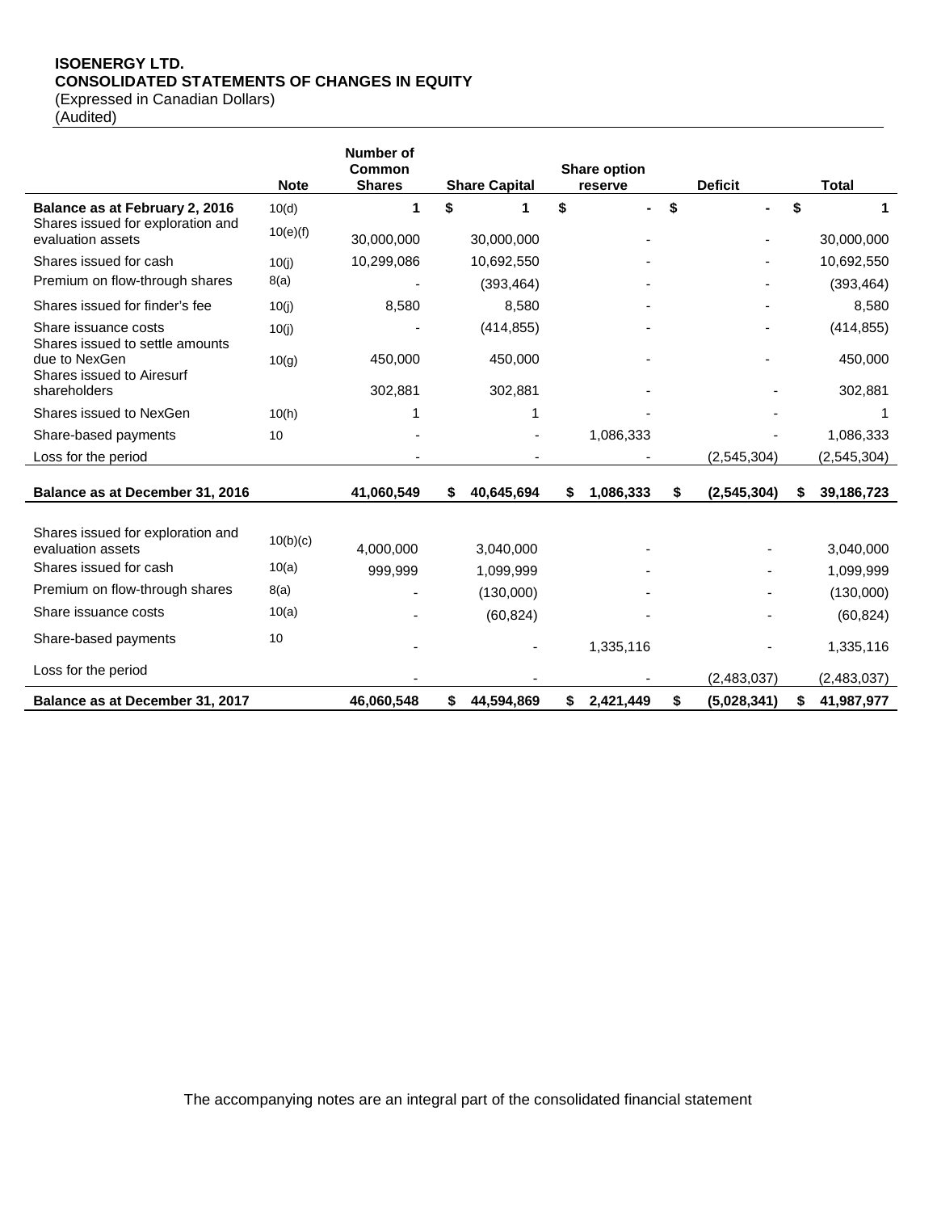**ISOENERGY LTD.**
**CONSOLIDATED STATEMENTS OF CHANGES IN EQUITY**
(Expressed in Canadian Dollars)
(Audited)

| | Note | Number of Common Shares | Share Capital | Share option reserve | Deficit | Total |
|---|---|---|---|---|---|---|
| **Balance as at February 2, 2016** | 10(d) | **1** | **$ 1** | **$ -** | **$ -** | **$ 1** |
| Shares issued for exploration and evaluation assets | 10(e)(f) | 30,000,000 | 30,000,000 | - | - | 30,000,000 |
| Shares issued for cash | 10(j) | 10,299,086 | 10,692,550 | - | - | 10,692,550 |
| Premium on flow-through shares | 8(a) | - | (393,464) | - | - | (393,464) |
| Shares issued for finder's fee | 10(j) | 8,580 | 8,580 | - | - | 8,580 |
| Share issuance costs | 10(j) | - | (414,855) | - | - | (414,855) |
| Shares issued to settle amounts due to NexGen | 10(g) | 450,000 | 450,000 | - | - | 450,000 |
| Shares issued to Airesurf shareholders | | 302,881 | 302,881 | - | - | 302,881 |
| Shares issued to NexGen | 10(h) | 1 | 1 | - | - | 1 |
| Share-based payments | 10 | - | - | 1,086,333 | - | 1,086,333 |
| Loss for the period | | - | - | - | (2,545,304) | (2,545,304) |
| **Balance as at December 31, 2016** | | **41,060,549** | **$ 40,645,694** | **$ 1,086,333** | **$ (2,545,304)** | **$ 39,186,723** |
| Shares issued for exploration and evaluation assets | 10(b)(c) | 4,000,000 | 3,040,000 | - | - | 3,040,000 |
| Shares issued for cash | 10(a) | 999,999 | 1,099,999 | - | - | 1,099,999 |
| Premium on flow-through shares | 8(a) | - | (130,000) | - | - | (130,000) |
| Share issuance costs | 10(a) | - | (60,824) | - | - | (60,824) |
| Share-based payments | 10 | - | - | 1,335,116 | - | 1,335,116 |
| Loss for the period | | - | - | - | (2,483,037) | (2,483,037) |
| **Balance as at December 31, 2017** | | **46,060,548** | **$ 44,594,869** | **$ 2,421,449** | **$ (5,028,341)** | **$ 41,987,977** |

The accompanying notes are an integral part of the consolidated financial statement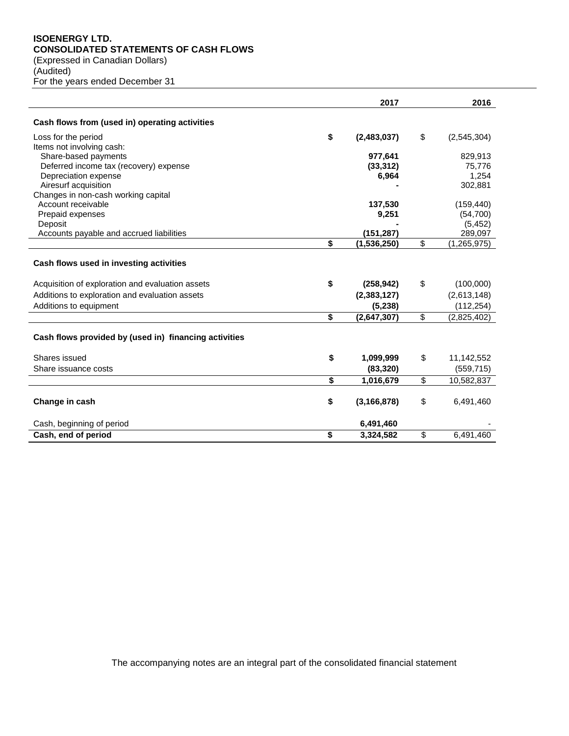**ISOENERGY LTD.**
**CONSOLIDATED STATEMENTS OF CASH FLOWS**
(Expressed in Canadian Dollars)
(Audited)
For the years ended December 31

| | 2017 | 2016 |
|---|---|---|
| **Cash flows from (used in) operating activities** | | |
| Loss for the period | **$ (2,483,037)** | $ (2,545,304) |
| Items not involving cash: | | |
| Share-based payments | **977,641** | 829,913 |
| Deferred income tax (recovery) expense | **(33,312)** | 75,776 |
| Depreciation expense | **6,964** | 1,254 |
| Airesurf acquisition | **-** | 302,881 |
| Changes in non-cash working capital | | |
| Account receivable | **137,530** | (159,440) |
| Prepaid expenses | **9,251** | (54,700) |
| Deposit | **-** | (5,452) |
| Accounts payable and accrued liabilities | **(151,287)** | 289,097 |
| | **$ (1,536,250)** | $ (1,265,975) |
| **Cash flows used in investing activities** | | |
| Acquisition of exploration and evaluation assets | **$ (258,942)** | $ (100,000) |
| Additions to exploration and evaluation assets | **(2,383,127)** | (2,613,148) |
| Additions to equipment | **(5,238)** | (112,254) |
| | **$ (2,647,307)** | $ (2,825,402) |
| **Cash flows provided by (used in) financing activities** | | |
| Shares issued | **$ 1,099,999** | $ 11,142,552 |
| Share issuance costs | **(83,320)** | (559,715) |
| | **$ 1,016,679** | $ 10,582,837 |
| **Change in cash** | **$ (3,166,878)** | $ 6,491,460 |
| Cash, beginning of period | **6,491,460** | - |
| **Cash, end of period** | **$ 3,324,582** | $ 6,491,460 |

The accompanying notes are an integral part of the consolidated financial statement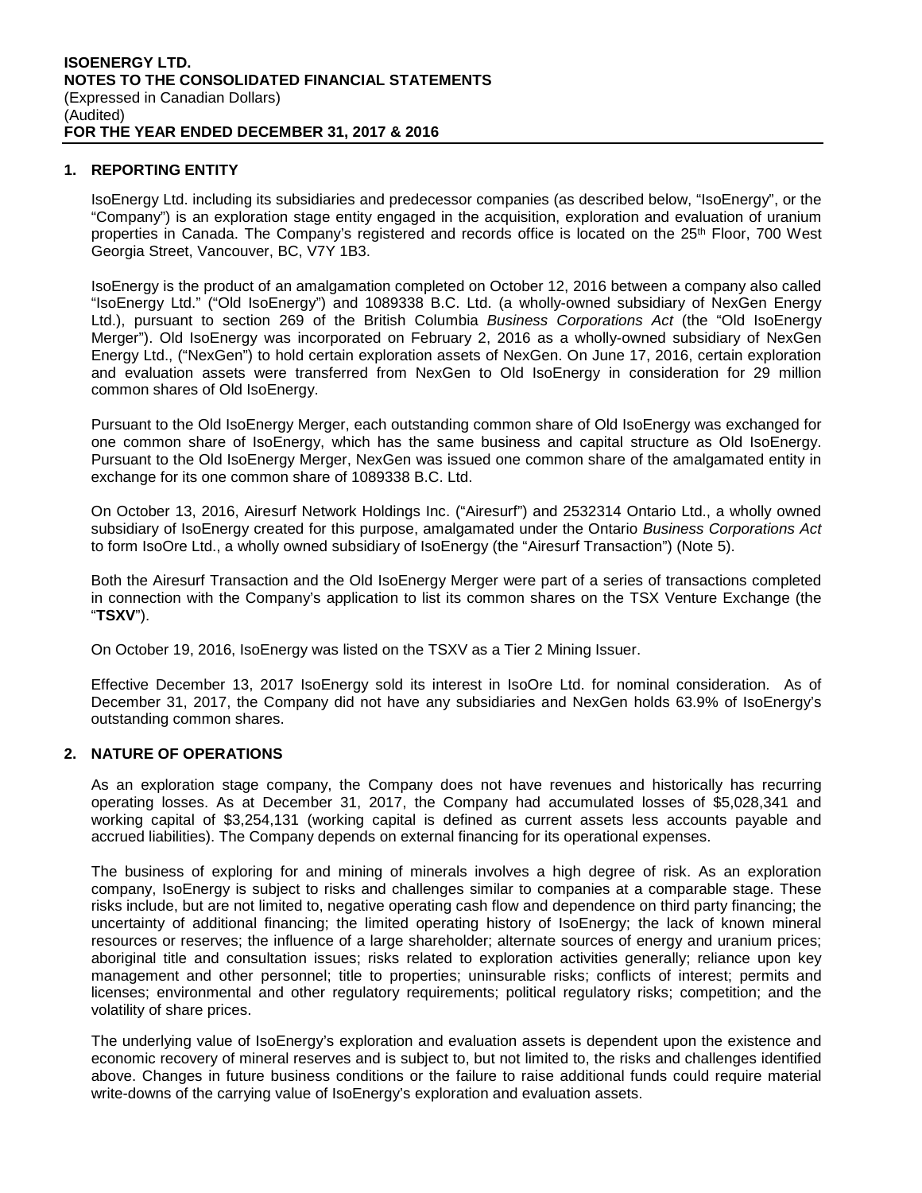## 1. REPORTING ENTITY

IsoEnergy Ltd. including its subsidiaries and predecessor companies (as described below, "IsoEnergy", or the "Company") is an exploration stage entity engaged in the acquisition, exploration and evaluation of uranium properties in Canada. The Company's registered and records office is located on the 25th Floor, 700 West Georgia Street, Vancouver, BC, V7Y 1B3.

IsoEnergy is the product of an amalgamation completed on October 12, 2016 between a company also called "IsoEnergy Ltd." ("Old IsoEnergy") and 1089338 B.C. Ltd. (a wholly-owned subsidiary of NexGen Energy Ltd.), pursuant to section 269 of the British Columbia *Business Corporations Act* (the "Old IsoEnergy Merger"). Old IsoEnergy was incorporated on February 2, 2016 as a wholly-owned subsidiary of NexGen Energy Ltd., ("NexGen") to hold certain exploration assets of NexGen. On June 17, 2016, certain exploration and evaluation assets were transferred from NexGen to Old IsoEnergy in consideration for 29 million common shares of Old IsoEnergy.

Pursuant to the Old IsoEnergy Merger, each outstanding common share of Old IsoEnergy was exchanged for one common share of IsoEnergy, which has the same business and capital structure as Old IsoEnergy. Pursuant to the Old IsoEnergy Merger, NexGen was issued one common share of the amalgamated entity in exchange for its one common share of 1089338 B.C. Ltd.

On October 13, 2016, Airesurf Network Holdings Inc. ("Airesurf") and 2532314 Ontario Ltd., a wholly owned subsidiary of IsoEnergy created for this purpose, amalgamated under the Ontario *Business Corporations Act* to form IsoOre Ltd., a wholly owned subsidiary of IsoEnergy (the "Airesurf Transaction") (Note 5).

Both the Airesurf Transaction and the Old IsoEnergy Merger were part of a series of transactions completed in connection with the Company's application to list its common shares on the TSX Venture Exchange (the "**TSXV**").

On October 19, 2016, IsoEnergy was listed on the TSXV as a Tier 2 Mining Issuer.

Effective December 13, 2017 IsoEnergy sold its interest in IsoOre Ltd. for nominal consideration. As of December 31, 2017, the Company did not have any subsidiaries and NexGen holds 63.9% of IsoEnergy's outstanding common shares.

## 2. NATURE OF OPERATIONS

As an exploration stage company, the Company does not have revenues and historically has recurring operating losses. As at December 31, 2017, the Company had accumulated losses of $5,028,341 and working capital of $3,254,131 (working capital is defined as current assets less accounts payable and accrued liabilities). The Company depends on external financing for its operational expenses.

The business of exploring for and mining of minerals involves a high degree of risk. As an exploration company, IsoEnergy is subject to risks and challenges similar to companies at a comparable stage. These risks include, but are not limited to, negative operating cash flow and dependence on third party financing; the uncertainty of additional financing; the limited operating history of IsoEnergy; the lack of known mineral resources or reserves; the influence of a large shareholder; alternate sources of energy and uranium prices; aboriginal title and consultation issues; risks related to exploration activities generally; reliance upon key management and other personnel; title to properties; uninsurable risks; conflicts of interest; permits and licenses; environmental and other regulatory requirements; political regulatory risks; competition; and the volatility of share prices.

The underlying value of IsoEnergy's exploration and evaluation assets is dependent upon the existence and economic recovery of mineral reserves and is subject to, but not limited to, the risks and challenges identified above. Changes in future business conditions or the failure to raise additional funds could require material write-downs of the carrying value of IsoEnergy's exploration and evaluation assets.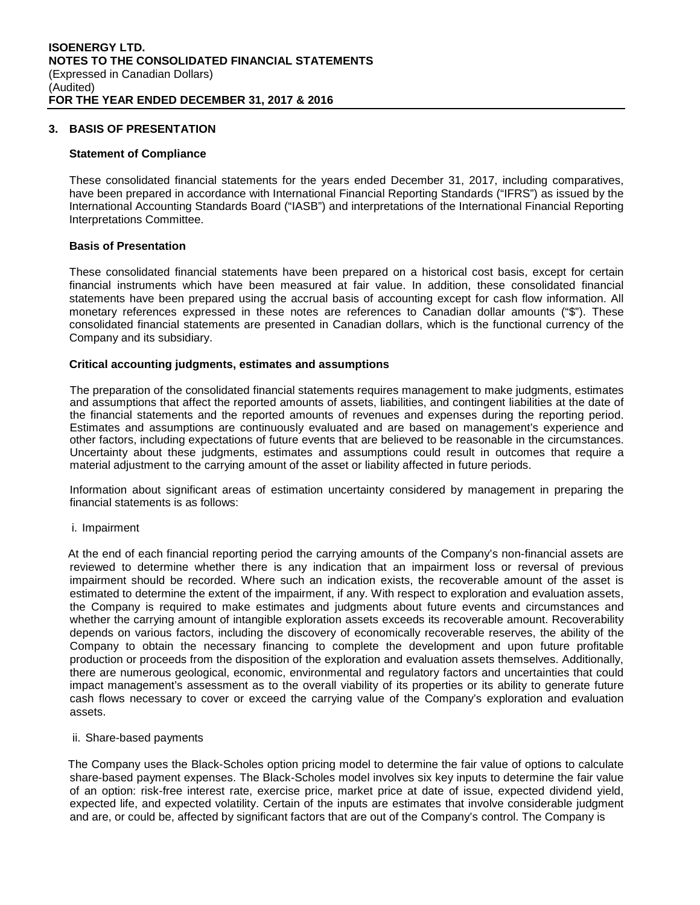## 3. BASIS OF PRESENTATION

### Statement of Compliance

These consolidated financial statements for the years ended December 31, 2017, including comparatives, have been prepared in accordance with International Financial Reporting Standards ("IFRS") as issued by the International Accounting Standards Board ("IASB") and interpretations of the International Financial Reporting Interpretations Committee.

### Basis of Presentation

These consolidated financial statements have been prepared on a historical cost basis, except for certain financial instruments which have been measured at fair value. In addition, these consolidated financial statements have been prepared using the accrual basis of accounting except for cash flow information. All monetary references expressed in these notes are references to Canadian dollar amounts ("$"). These consolidated financial statements are presented in Canadian dollars, which is the functional currency of the Company and its subsidiary.

### Critical accounting judgments, estimates and assumptions

The preparation of the consolidated financial statements requires management to make judgments, estimates and assumptions that affect the reported amounts of assets, liabilities, and contingent liabilities at the date of the financial statements and the reported amounts of revenues and expenses during the reporting period. Estimates and assumptions are continuously evaluated and are based on management's experience and other factors, including expectations of future events that are believed to be reasonable in the circumstances. Uncertainty about these judgments, estimates and assumptions could result in outcomes that require a material adjustment to the carrying amount of the asset or liability affected in future periods.

Information about significant areas of estimation uncertainty considered by management in preparing the financial statements is as follows:

i. Impairment

At the end of each financial reporting period the carrying amounts of the Company's non-financial assets are reviewed to determine whether there is any indication that an impairment loss or reversal of previous impairment should be recorded. Where such an indication exists, the recoverable amount of the asset is estimated to determine the extent of the impairment, if any. With respect to exploration and evaluation assets, the Company is required to make estimates and judgments about future events and circumstances and whether the carrying amount of intangible exploration assets exceeds its recoverable amount. Recoverability depends on various factors, including the discovery of economically recoverable reserves, the ability of the Company to obtain the necessary financing to complete the development and upon future profitable production or proceeds from the disposition of the exploration and evaluation assets themselves. Additionally, there are numerous geological, economic, environmental and regulatory factors and uncertainties that could impact management's assessment as to the overall viability of its properties or its ability to generate future cash flows necessary to cover or exceed the carrying value of the Company's exploration and evaluation assets.

ii. Share-based payments

The Company uses the Black-Scholes option pricing model to determine the fair value of options to calculate share-based payment expenses. The Black-Scholes model involves six key inputs to determine the fair value of an option: risk-free interest rate, exercise price, market price at date of issue, expected dividend yield, expected life, and expected volatility. Certain of the inputs are estimates that involve considerable judgment and are, or could be, affected by significant factors that are out of the Company's control. The Company is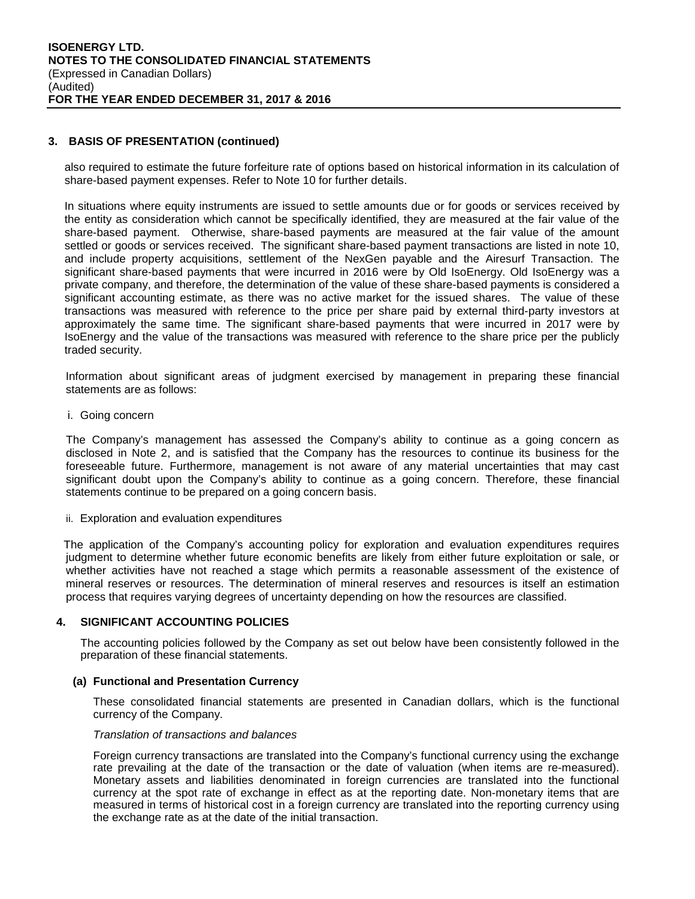## 3. BASIS OF PRESENTATION (continued)

also required to estimate the future forfeiture rate of options based on historical information in its calculation of share-based payment expenses. Refer to Note 10 for further details.

In situations where equity instruments are issued to settle amounts due or for goods or services received by the entity as consideration which cannot be specifically identified, they are measured at the fair value of the share-based payment. Otherwise, share-based payments are measured at the fair value of the amount settled or goods or services received. The significant share-based payment transactions are listed in note 10, and include property acquisitions, settlement of the NexGen payable and the Airesurf Transaction. The significant share-based payments that were incurred in 2016 were by Old IsoEnergy. Old IsoEnergy was a private company, and therefore, the determination of the value of these share-based payments is considered a significant accounting estimate, as there was no active market for the issued shares. The value of these transactions was measured with reference to the price per share paid by external third-party investors at approximately the same time. The significant share-based payments that were incurred in 2017 were by IsoEnergy and the value of the transactions was measured with reference to the share price per the publicly traded security.

Information about significant areas of judgment exercised by management in preparing these financial statements are as follows:

i. Going concern

The Company's management has assessed the Company's ability to continue as a going concern as disclosed in Note 2, and is satisfied that the Company has the resources to continue its business for the foreseeable future. Furthermore, management is not aware of any material uncertainties that may cast significant doubt upon the Company's ability to continue as a going concern. Therefore, these financial statements continue to be prepared on a going concern basis.

ii. Exploration and evaluation expenditures

The application of the Company's accounting policy for exploration and evaluation expenditures requires judgment to determine whether future economic benefits are likely from either future exploitation or sale, or whether activities have not reached a stage which permits a reasonable assessment of the existence of mineral reserves or resources. The determination of mineral reserves and resources is itself an estimation process that requires varying degrees of uncertainty depending on how the resources are classified.

## 4. SIGNIFICANT ACCOUNTING POLICIES

The accounting policies followed by the Company as set out below have been consistently followed in the preparation of these financial statements.

### (a) Functional and Presentation Currency

These consolidated financial statements are presented in Canadian dollars, which is the functional currency of the Company.

*Translation of transactions and balances*

Foreign currency transactions are translated into the Company's functional currency using the exchange rate prevailing at the date of the transaction or the date of valuation (when items are re-measured). Monetary assets and liabilities denominated in foreign currencies are translated into the functional currency at the spot rate of exchange in effect as at the reporting date. Non-monetary items that are measured in terms of historical cost in a foreign currency are translated into the reporting currency using the exchange rate as at the date of the initial transaction.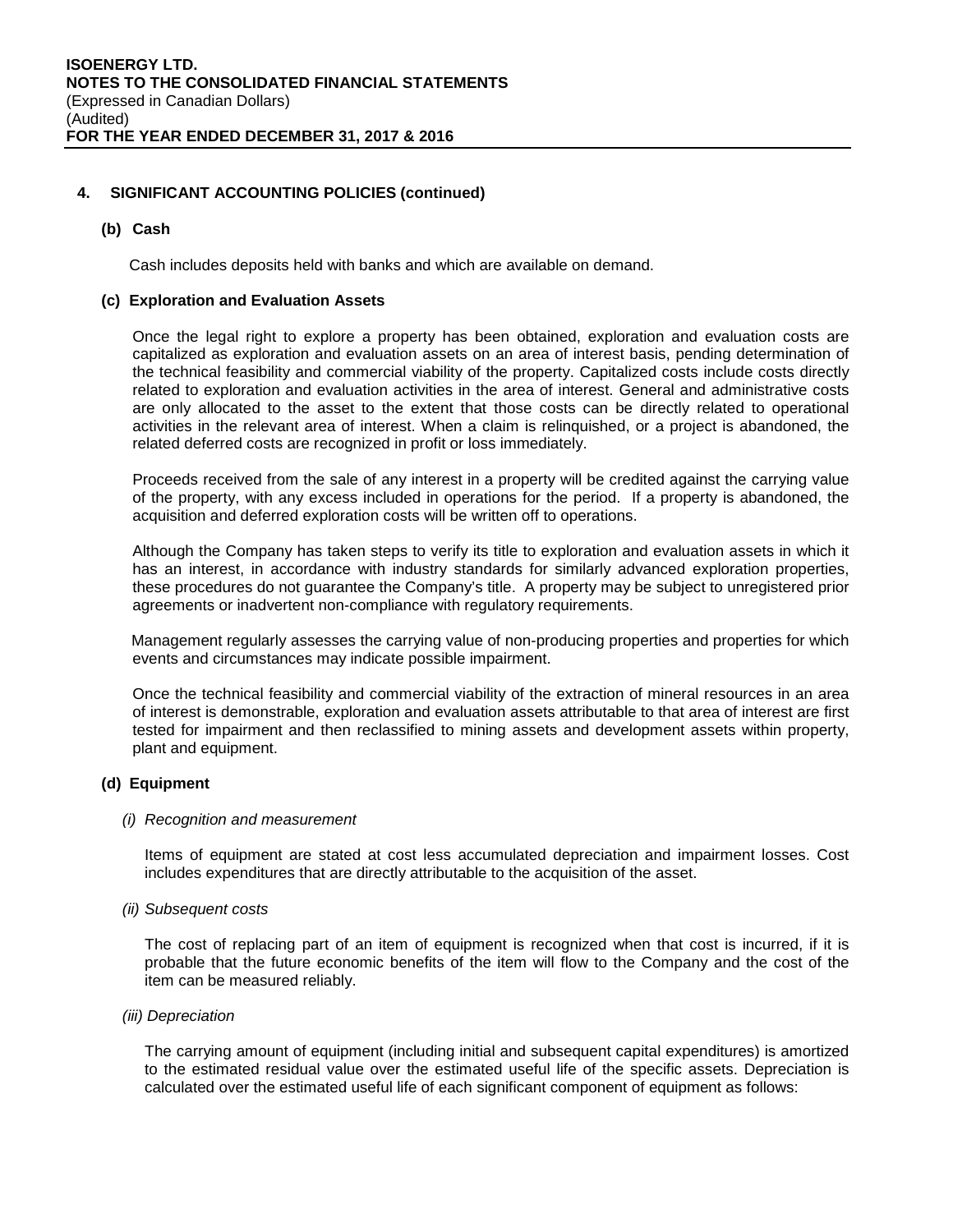## 4. SIGNIFICANT ACCOUNTING POLICIES (continued)

### (b) Cash

Cash includes deposits held with banks and which are available on demand.

### (c) Exploration and Evaluation Assets

Once the legal right to explore a property has been obtained, exploration and evaluation costs are capitalized as exploration and evaluation assets on an area of interest basis, pending determination of the technical feasibility and commercial viability of the property. Capitalized costs include costs directly related to exploration and evaluation activities in the area of interest. General and administrative costs are only allocated to the asset to the extent that those costs can be directly related to operational activities in the relevant area of interest. When a claim is relinquished, or a project is abandoned, the related deferred costs are recognized in profit or loss immediately.

Proceeds received from the sale of any interest in a property will be credited against the carrying value of the property, with any excess included in operations for the period. If a property is abandoned, the acquisition and deferred exploration costs will be written off to operations.

Although the Company has taken steps to verify its title to exploration and evaluation assets in which it has an interest, in accordance with industry standards for similarly advanced exploration properties, these procedures do not guarantee the Company's title. A property may be subject to unregistered prior agreements or inadvertent non-compliance with regulatory requirements.

Management regularly assesses the carrying value of non-producing properties and properties for which events and circumstances may indicate possible impairment.

Once the technical feasibility and commercial viability of the extraction of mineral resources in an area of interest is demonstrable, exploration and evaluation assets attributable to that area of interest are first tested for impairment and then reclassified to mining assets and development assets within property, plant and equipment.

### (d) Equipment

*(i) Recognition and measurement*

Items of equipment are stated at cost less accumulated depreciation and impairment losses. Cost includes expenditures that are directly attributable to the acquisition of the asset.

*(ii) Subsequent costs*

The cost of replacing part of an item of equipment is recognized when that cost is incurred, if it is probable that the future economic benefits of the item will flow to the Company and the cost of the item can be measured reliably.

*(iii) Depreciation*

The carrying amount of equipment (including initial and subsequent capital expenditures) is amortized to the estimated residual value over the estimated useful life of the specific assets. Depreciation is calculated over the estimated useful life of each significant component of equipment as follows: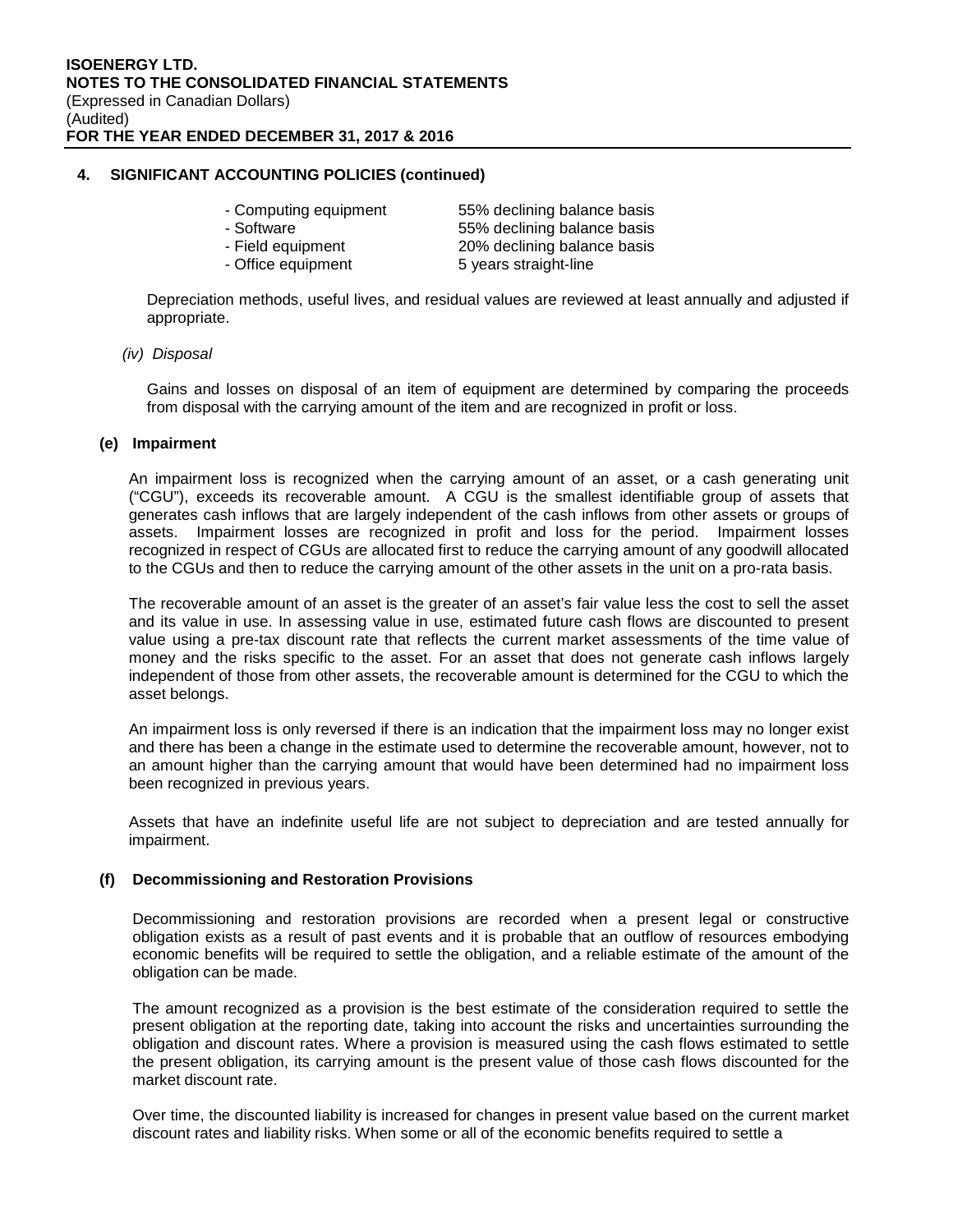## 4. SIGNIFICANT ACCOUNTING POLICIES (continued)

| | |
|---|---|
| - Computing equipment | 55% declining balance basis |
| - Software | 55% declining balance basis |
| - Field equipment | 20% declining balance basis |
| - Office equipment | 5 years straight-line |

Depreciation methods, useful lives, and residual values are reviewed at least annually and adjusted if appropriate.

*(iv) Disposal*

Gains and losses on disposal of an item of equipment are determined by comparing the proceeds from disposal with the carrying amount of the item and are recognized in profit or loss.

### (e) Impairment

An impairment loss is recognized when the carrying amount of an asset, or a cash generating unit ("CGU"), exceeds its recoverable amount. A CGU is the smallest identifiable group of assets that generates cash inflows that are largely independent of the cash inflows from other assets or groups of assets. Impairment losses are recognized in profit and loss for the period. Impairment losses recognized in respect of CGUs are allocated first to reduce the carrying amount of any goodwill allocated to the CGUs and then to reduce the carrying amount of the other assets in the unit on a pro-rata basis.

The recoverable amount of an asset is the greater of an asset's fair value less the cost to sell the asset and its value in use. In assessing value in use, estimated future cash flows are discounted to present value using a pre-tax discount rate that reflects the current market assessments of the time value of money and the risks specific to the asset. For an asset that does not generate cash inflows largely independent of those from other assets, the recoverable amount is determined for the CGU to which the asset belongs.

An impairment loss is only reversed if there is an indication that the impairment loss may no longer exist and there has been a change in the estimate used to determine the recoverable amount, however, not to an amount higher than the carrying amount that would have been determined had no impairment loss been recognized in previous years.

Assets that have an indefinite useful life are not subject to depreciation and are tested annually for impairment.

### (f) Decommissioning and Restoration Provisions

Decommissioning and restoration provisions are recorded when a present legal or constructive obligation exists as a result of past events and it is probable that an outflow of resources embodying economic benefits will be required to settle the obligation, and a reliable estimate of the amount of the obligation can be made.

The amount recognized as a provision is the best estimate of the consideration required to settle the present obligation at the reporting date, taking into account the risks and uncertainties surrounding the obligation and discount rates. Where a provision is measured using the cash flows estimated to settle the present obligation, its carrying amount is the present value of those cash flows discounted for the market discount rate.

Over time, the discounted liability is increased for changes in present value based on the current market discount rates and liability risks. When some or all of the economic benefits required to settle a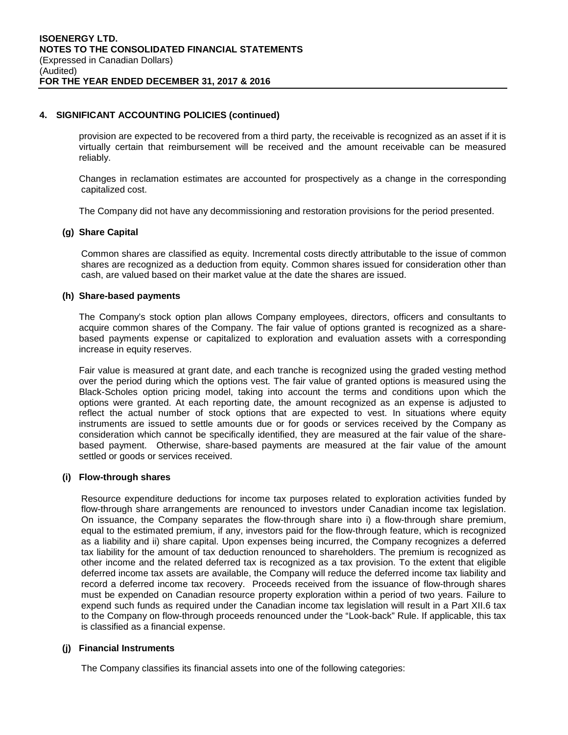## 4. SIGNIFICANT ACCOUNTING POLICIES (continued)

provision are expected to be recovered from a third party, the receivable is recognized as an asset if it is virtually certain that reimbursement will be received and the amount receivable can be measured reliably.

Changes in reclamation estimates are accounted for prospectively as a change in the corresponding capitalized cost.

The Company did not have any decommissioning and restoration provisions for the period presented.

### (g) Share Capital

Common shares are classified as equity. Incremental costs directly attributable to the issue of common shares are recognized as a deduction from equity. Common shares issued for consideration other than cash, are valued based on their market value at the date the shares are issued.

### (h) Share-based payments

The Company's stock option plan allows Company employees, directors, officers and consultants to acquire common shares of the Company. The fair value of options granted is recognized as a share-based payments expense or capitalized to exploration and evaluation assets with a corresponding increase in equity reserves.

Fair value is measured at grant date, and each tranche is recognized using the graded vesting method over the period during which the options vest. The fair value of granted options is measured using the Black-Scholes option pricing model, taking into account the terms and conditions upon which the options were granted. At each reporting date, the amount recognized as an expense is adjusted to reflect the actual number of stock options that are expected to vest. In situations where equity instruments are issued to settle amounts due or for goods or services received by the Company as consideration which cannot be specifically identified, they are measured at the fair value of the share-based payment. Otherwise, share-based payments are measured at the fair value of the amount settled or goods or services received.

### (i) Flow-through shares

Resource expenditure deductions for income tax purposes related to exploration activities funded by flow-through share arrangements are renounced to investors under Canadian income tax legislation. On issuance, the Company separates the flow-through share into i) a flow-through share premium, equal to the estimated premium, if any, investors paid for the flow-through feature, which is recognized as a liability and ii) share capital. Upon expenses being incurred, the Company recognizes a deferred tax liability for the amount of tax deduction renounced to shareholders. The premium is recognized as other income and the related deferred tax is recognized as a tax provision. To the extent that eligible deferred income tax assets are available, the Company will reduce the deferred income tax liability and record a deferred income tax recovery. Proceeds received from the issuance of flow-through shares must be expended on Canadian resource property exploration within a period of two years. Failure to expend such funds as required under the Canadian income tax legislation will result in a Part XII.6 tax to the Company on flow-through proceeds renounced under the "Look-back" Rule. If applicable, this tax is classified as a financial expense.

### (j) Financial Instruments

The Company classifies its financial assets into one of the following categories: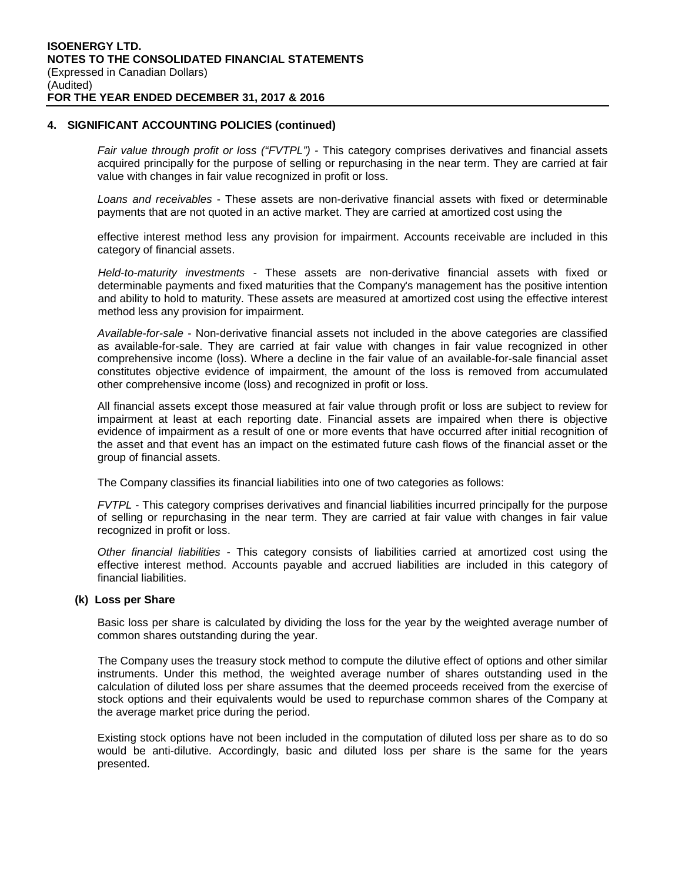## 4. SIGNIFICANT ACCOUNTING POLICIES (continued)

*Fair value through profit or loss ("FVTPL")* - This category comprises derivatives and financial assets acquired principally for the purpose of selling or repurchasing in the near term. They are carried at fair value with changes in fair value recognized in profit or loss.

*Loans and receivables* - These assets are non-derivative financial assets with fixed or determinable payments that are not quoted in an active market. They are carried at amortized cost using the effective interest method less any provision for impairment. Accounts receivable are included in this category of financial assets.

*Held-to-maturity investments* - These assets are non-derivative financial assets with fixed or determinable payments and fixed maturities that the Company's management has the positive intention and ability to hold to maturity. These assets are measured at amortized cost using the effective interest method less any provision for impairment.

*Available-for-sale* - Non-derivative financial assets not included in the above categories are classified as available-for-sale. They are carried at fair value with changes in fair value recognized in other comprehensive income (loss). Where a decline in the fair value of an available-for-sale financial asset constitutes objective evidence of impairment, the amount of the loss is removed from accumulated other comprehensive income (loss) and recognized in profit or loss.

All financial assets except those measured at fair value through profit or loss are subject to review for impairment at least at each reporting date. Financial assets are impaired when there is objective evidence of impairment as a result of one or more events that have occurred after initial recognition of the asset and that event has an impact on the estimated future cash flows of the financial asset or the group of financial assets.

The Company classifies its financial liabilities into one of two categories as follows:

*FVTPL* - This category comprises derivatives and financial liabilities incurred principally for the purpose of selling or repurchasing in the near term. They are carried at fair value with changes in fair value recognized in profit or loss.

*Other financial liabilities* - This category consists of liabilities carried at amortized cost using the effective interest method. Accounts payable and accrued liabilities are included in this category of financial liabilities.

### (k) Loss per Share

Basic loss per share is calculated by dividing the loss for the year by the weighted average number of common shares outstanding during the year.

The Company uses the treasury stock method to compute the dilutive effect of options and other similar instruments. Under this method, the weighted average number of shares outstanding used in the calculation of diluted loss per share assumes that the deemed proceeds received from the exercise of stock options and their equivalents would be used to repurchase common shares of the Company at the average market price during the period.

Existing stock options have not been included in the computation of diluted loss per share as to do so would be anti-dilutive. Accordingly, basic and diluted loss per share is the same for the years presented.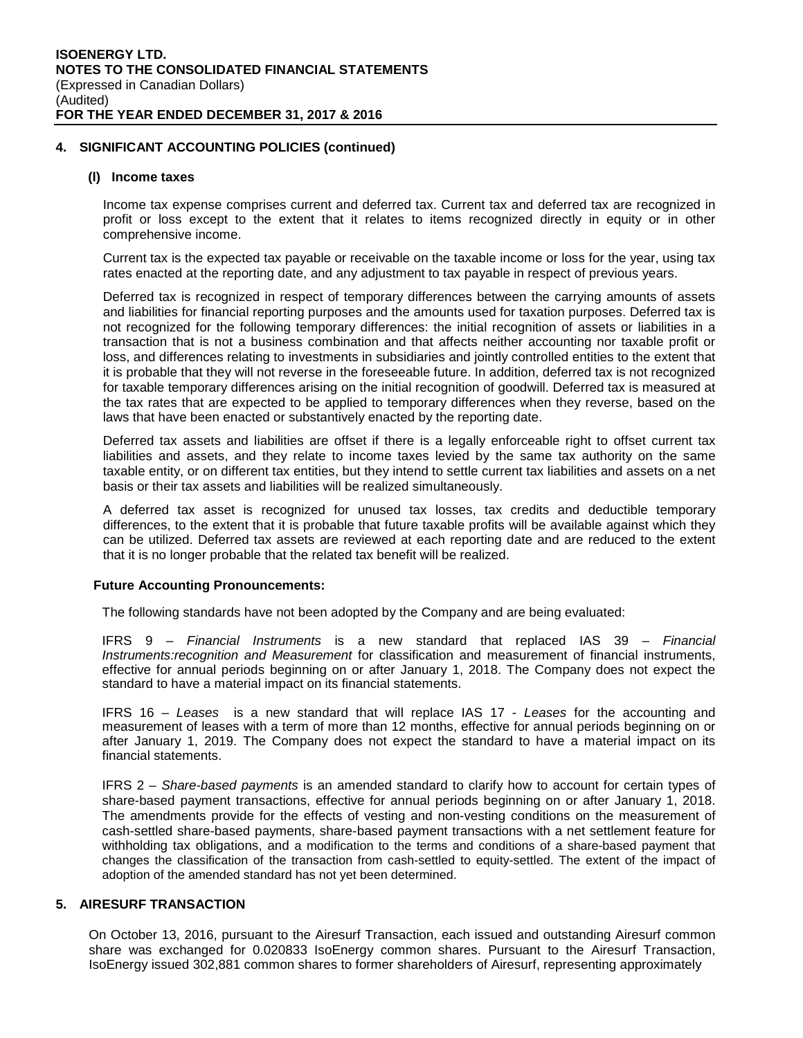## 4. SIGNIFICANT ACCOUNTING POLICIES (continued)

### (l) Income taxes

Income tax expense comprises current and deferred tax. Current tax and deferred tax are recognized in profit or loss except to the extent that it relates to items recognized directly in equity or in other comprehensive income.

Current tax is the expected tax payable or receivable on the taxable income or loss for the year, using tax rates enacted at the reporting date, and any adjustment to tax payable in respect of previous years.

Deferred tax is recognized in respect of temporary differences between the carrying amounts of assets and liabilities for financial reporting purposes and the amounts used for taxation purposes. Deferred tax is not recognized for the following temporary differences: the initial recognition of assets or liabilities in a transaction that is not a business combination and that affects neither accounting nor taxable profit or loss, and differences relating to investments in subsidiaries and jointly controlled entities to the extent that it is probable that they will not reverse in the foreseeable future. In addition, deferred tax is not recognized for taxable temporary differences arising on the initial recognition of goodwill. Deferred tax is measured at the tax rates that are expected to be applied to temporary differences when they reverse, based on the laws that have been enacted or substantively enacted by the reporting date.

Deferred tax assets and liabilities are offset if there is a legally enforceable right to offset current tax liabilities and assets, and they relate to income taxes levied by the same tax authority on the same taxable entity, or on different tax entities, but they intend to settle current tax liabilities and assets on a net basis or their tax assets and liabilities will be realized simultaneously.

A deferred tax asset is recognized for unused tax losses, tax credits and deductible temporary differences, to the extent that it is probable that future taxable profits will be available against which they can be utilized. Deferred tax assets are reviewed at each reporting date and are reduced to the extent that it is no longer probable that the related tax benefit will be realized.

### Future Accounting Pronouncements:

The following standards have not been adopted by the Company and are being evaluated:

IFRS 9 – *Financial Instruments* is a new standard that replaced IAS 39 – *Financial Instruments:recognition and Measurement* for classification and measurement of financial instruments, effective for annual periods beginning on or after January 1, 2018. The Company does not expect the standard to have a material impact on its financial statements.

IFRS 16 – *Leases* is a new standard that will replace IAS 17 - *Leases* for the accounting and measurement of leases with a term of more than 12 months, effective for annual periods beginning on or after January 1, 2019. The Company does not expect the standard to have a material impact on its financial statements.

IFRS 2 – *Share-based payments* is an amended standard to clarify how to account for certain types of share-based payment transactions, effective for annual periods beginning on or after January 1, 2018. The amendments provide for the effects of vesting and non-vesting conditions on the measurement of cash-settled share-based payments, share-based payment transactions with a net settlement feature for withholding tax obligations, and a modification to the terms and conditions of a share-based payment that changes the classification of the transaction from cash-settled to equity-settled. The extent of the impact of adoption of the amended standard has not yet been determined.

## 5. AIRESURF TRANSACTION

On October 13, 2016, pursuant to the Airesurf Transaction, each issued and outstanding Airesurf common share was exchanged for 0.020833 IsoEnergy common shares. Pursuant to the Airesurf Transaction, IsoEnergy issued 302,881 common shares to former shareholders of Airesurf, representing approximately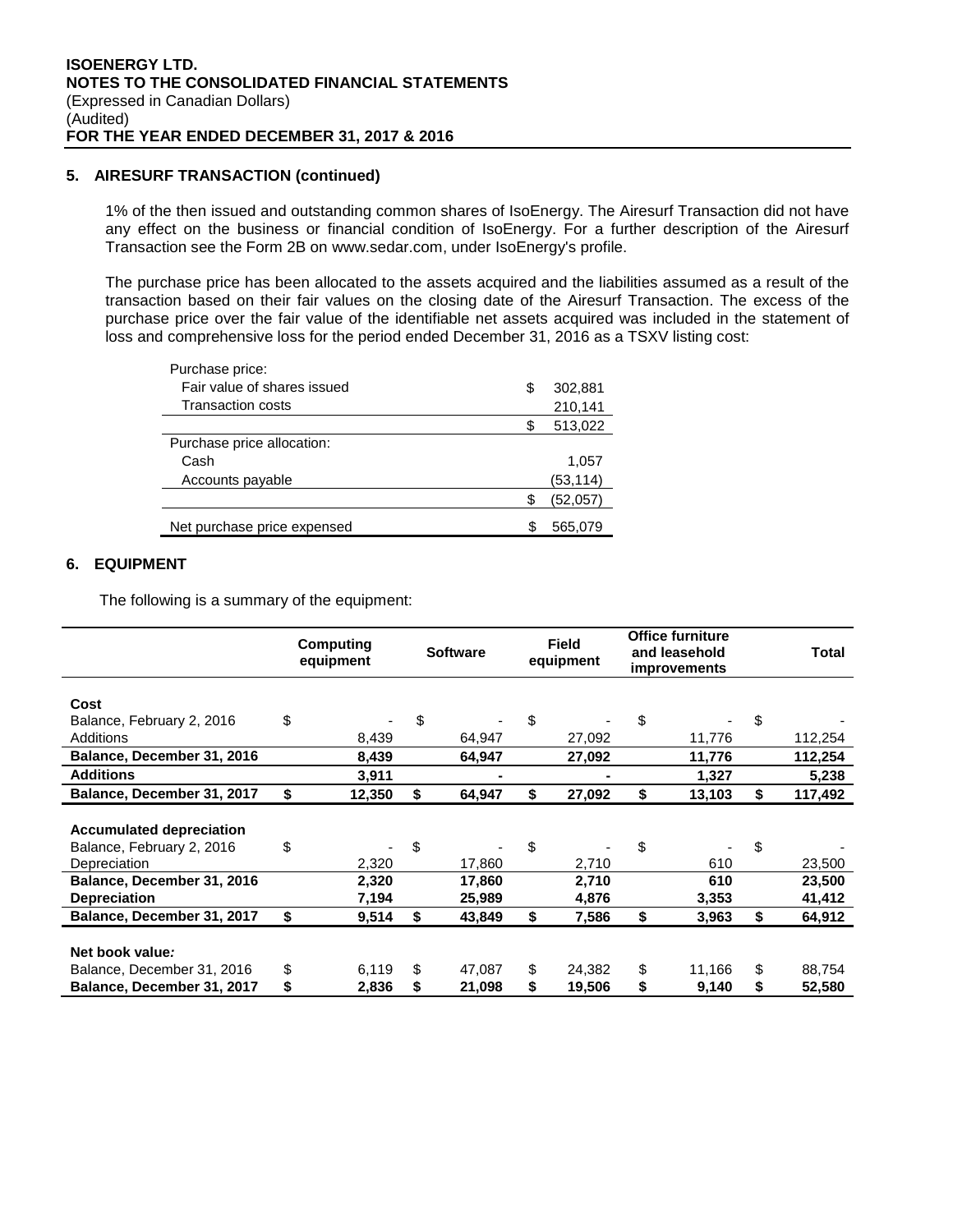## 5. AIRESURF TRANSACTION (continued)

1% of the then issued and outstanding common shares of IsoEnergy. The Airesurf Transaction did not have any effect on the business or financial condition of IsoEnergy. For a further description of the Airesurf Transaction see the Form 2B on www.sedar.com, under IsoEnergy's profile.

The purchase price has been allocated to the assets acquired and the liabilities assumed as a result of the transaction based on their fair values on the closing date of the Airesurf Transaction. The excess of the purchase price over the fair value of the identifiable net assets acquired was included in the statement of loss and comprehensive loss for the period ended December 31, 2016 as a TSXV listing cost:

| | | |
|---|---|---|
| Purchase price: | | |
| Fair value of shares issued | $ | 302,881 |
| Transaction costs | | 210,141 |
| | $ | 513,022 |
| Purchase price allocation: | | |
| Cash | | 1,057 |
| Accounts payable | | (53,114) |
| | $ | (52,057) |
| Net purchase price expensed | $ | 565,079 |

## 6. EQUIPMENT

The following is a summary of the equipment:

| | Computing equipment | Software | Field equipment | Office furniture and leasehold improvements | Total |
|---|---|---|---|---|---|
| **Cost** | | | | | |
| Balance, February 2, 2016 | $ - | $ - | $ - | $ - | $ - |
| Additions | 8,439 | 64,947 | 27,092 | 11,776 | 112,254 |
| **Balance, December 31, 2016** | **8,439** | **64,947** | **27,092** | **11,776** | **112,254** |
| **Additions** | **3,911** | **-** | **-** | **1,327** | **5,238** |
| **Balance, December 31, 2017** | **$ 12,350** | **$ 64,947** | **$ 27,092** | **$ 13,103** | **$ 117,492** |
| **Accumulated depreciation** | | | | | |
| Balance, February 2, 2016 | $ - | $ - | $ - | $ - | $ - |
| Depreciation | 2,320 | 17,860 | 2,710 | 610 | 23,500 |
| **Balance, December 31, 2016** | **2,320** | **17,860** | **2,710** | **610** | **23,500** |
| **Depreciation** | **7,194** | **25,989** | **4,876** | **3,353** | **41,412** |
| **Balance, December 31, 2017** | **$ 9,514** | **$ 43,849** | **$ 7,586** | **$ 3,963** | **$ 64,912** |
| **Net book value:** | | | | | |
| Balance, December 31, 2016 | $ 6,119 | $ 47,087 | $ 24,382 | $ 11,166 | $ 88,754 |
| **Balance, December 31, 2017** | **$ 2,836** | **$ 21,098** | **$ 19,506** | **$ 9,140** | **$ 52,580** |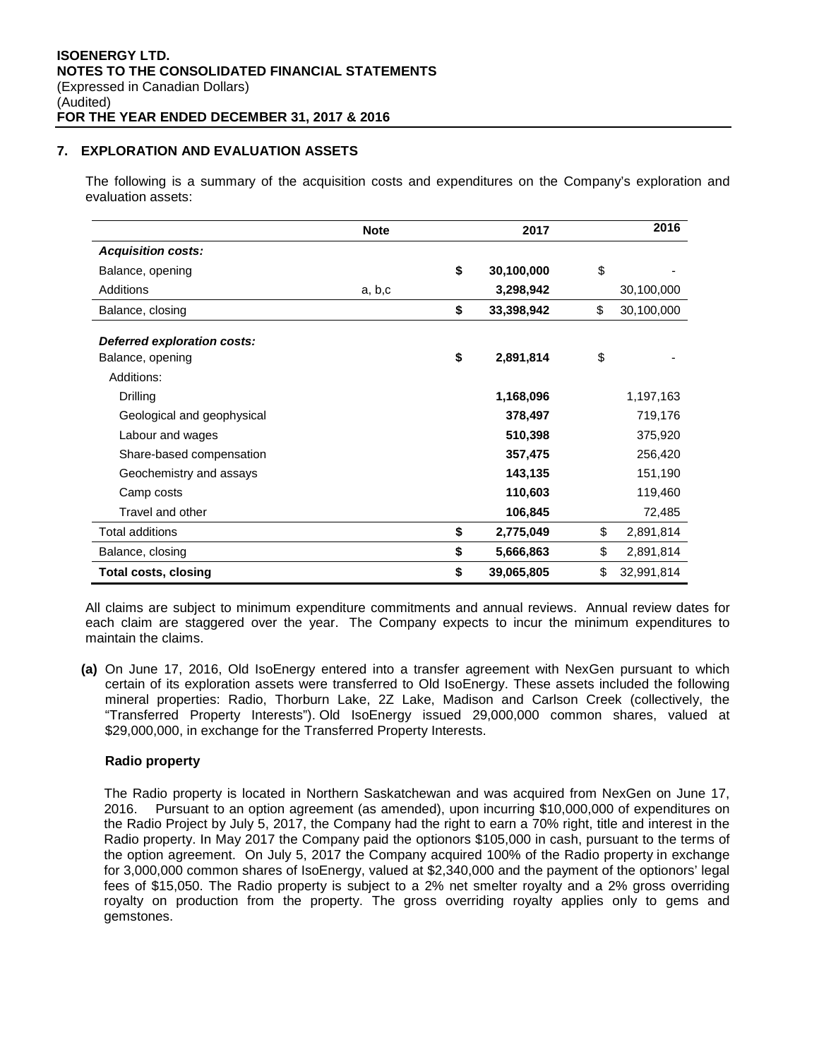**ISOENERGY LTD.**
**NOTES TO THE CONSOLIDATED FINANCIAL STATEMENTS**
(Expressed in Canadian Dollars)
(Audited)
**FOR THE YEAR ENDED DECEMBER 31, 2017 & 2016**

## 7. EXPLORATION AND EVALUATION ASSETS

The following is a summary of the acquisition costs and expenditures on the Company's exploration and evaluation assets:

| | Note | 2017 | 2016 |
|---|---|---|---|
| ***Acquisition costs:*** | | | |
| Balance, opening | | **$ 30,100,000** | $ - |
| Additions | a, b,c | **3,298,942** | 30,100,000 |
| Balance, closing | | **$ 33,398,942** | $ 30,100,000 |
| ***Deferred exploration costs:*** | | | |
| Balance, opening | | **$ 2,891,814** | $ - |
| Additions: | | | |
| Drilling | | **1,168,096** | 1,197,163 |
| Geological and geophysical | | **378,497** | 719,176 |
| Labour and wages | | **510,398** | 375,920 |
| Share-based compensation | | **357,475** | 256,420 |
| Geochemistry and assays | | **143,135** | 151,190 |
| Camp costs | | **110,603** | 119,460 |
| Travel and other | | **106,845** | 72,485 |
| Total additions | | **$ 2,775,049** | $ 2,891,814 |
| Balance, closing | | **$ 5,666,863** | $ 2,891,814 |
| **Total costs, closing** | | **$ 39,065,805** | $ 32,991,814 |

All claims are subject to minimum expenditure commitments and annual reviews. Annual review dates for each claim are staggered over the year. The Company expects to incur the minimum expenditures to maintain the claims.

**(a)** On June 17, 2016, Old IsoEnergy entered into a transfer agreement with NexGen pursuant to which certain of its exploration assets were transferred to Old IsoEnergy. These assets included the following mineral properties: Radio, Thorburn Lake, 2Z Lake, Madison and Carlson Creek (collectively, the "Transferred Property Interests"). Old IsoEnergy issued 29,000,000 common shares, valued at $29,000,000, in exchange for the Transferred Property Interests.

**Radio property**

The Radio property is located in Northern Saskatchewan and was acquired from NexGen on June 17, 2016. Pursuant to an option agreement (as amended), upon incurring $10,000,000 of expenditures on the Radio Project by July 5, 2017, the Company had the right to earn a 70% right, title and interest in the Radio property. In May 2017 the Company paid the optionors $105,000 in cash, pursuant to the terms of the option agreement. On July 5, 2017 the Company acquired 100% of the Radio property in exchange for 3,000,000 common shares of IsoEnergy, valued at $2,340,000 and the payment of the optionors' legal fees of $15,050. The Radio property is subject to a 2% net smelter royalty and a 2% gross overriding royalty on production from the property. The gross overriding royalty applies only to gems and gemstones.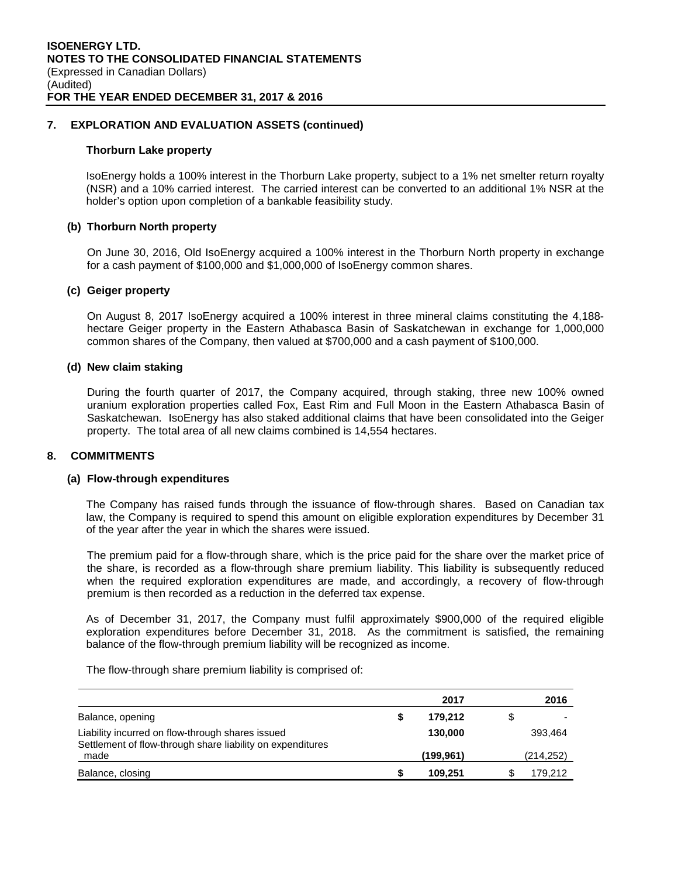## 7. EXPLORATION AND EVALUATION ASSETS (continued)

### Thorburn Lake property

IsoEnergy holds a 100% interest in the Thorburn Lake property, subject to a 1% net smelter return royalty (NSR) and a 10% carried interest. The carried interest can be converted to an additional 1% NSR at the holder's option upon completion of a bankable feasibility study.

### (b) Thorburn North property

On June 30, 2016, Old IsoEnergy acquired a 100% interest in the Thorburn North property in exchange for a cash payment of $100,000 and $1,000,000 of IsoEnergy common shares.

### (c) Geiger property

On August 8, 2017 IsoEnergy acquired a 100% interest in three mineral claims constituting the 4,188-hectare Geiger property in the Eastern Athabasca Basin of Saskatchewan in exchange for 1,000,000 common shares of the Company, then valued at $700,000 and a cash payment of $100,000.

### (d) New claim staking

During the fourth quarter of 2017, the Company acquired, through staking, three new 100% owned uranium exploration properties called Fox, East Rim and Full Moon in the Eastern Athabasca Basin of Saskatchewan. IsoEnergy has also staked additional claims that have been consolidated into the Geiger property. The total area of all new claims combined is 14,554 hectares.

## 8. COMMITMENTS

### (a) Flow-through expenditures

The Company has raised funds through the issuance of flow-through shares. Based on Canadian tax law, the Company is required to spend this amount on eligible exploration expenditures by December 31 of the year after the year in which the shares were issued.

The premium paid for a flow-through share, which is the price paid for the share over the market price of the share, is recorded as a flow-through share premium liability. This liability is subsequently reduced when the required exploration expenditures are made, and accordingly, a recovery of flow-through premium is then recorded as a reduction in the deferred tax expense.

As of December 31, 2017, the Company must fulfil approximately $900,000 of the required eligible exploration expenditures before December 31, 2018. As the commitment is satisfied, the remaining balance of the flow-through premium liability will be recognized as income.

The flow-through share premium liability is comprised of:

| | 2017 | 2016 |
|---|---|---|
| Balance, opening | **$ 179,212** | $ - |
| Liability incurred on flow-through shares issued | **130,000** | 393,464 |
| Settlement of flow-through share liability on expenditures made | **(199,961)** | (214,252) |
| Balance, closing | **$ 109,251** | $ 179,212 |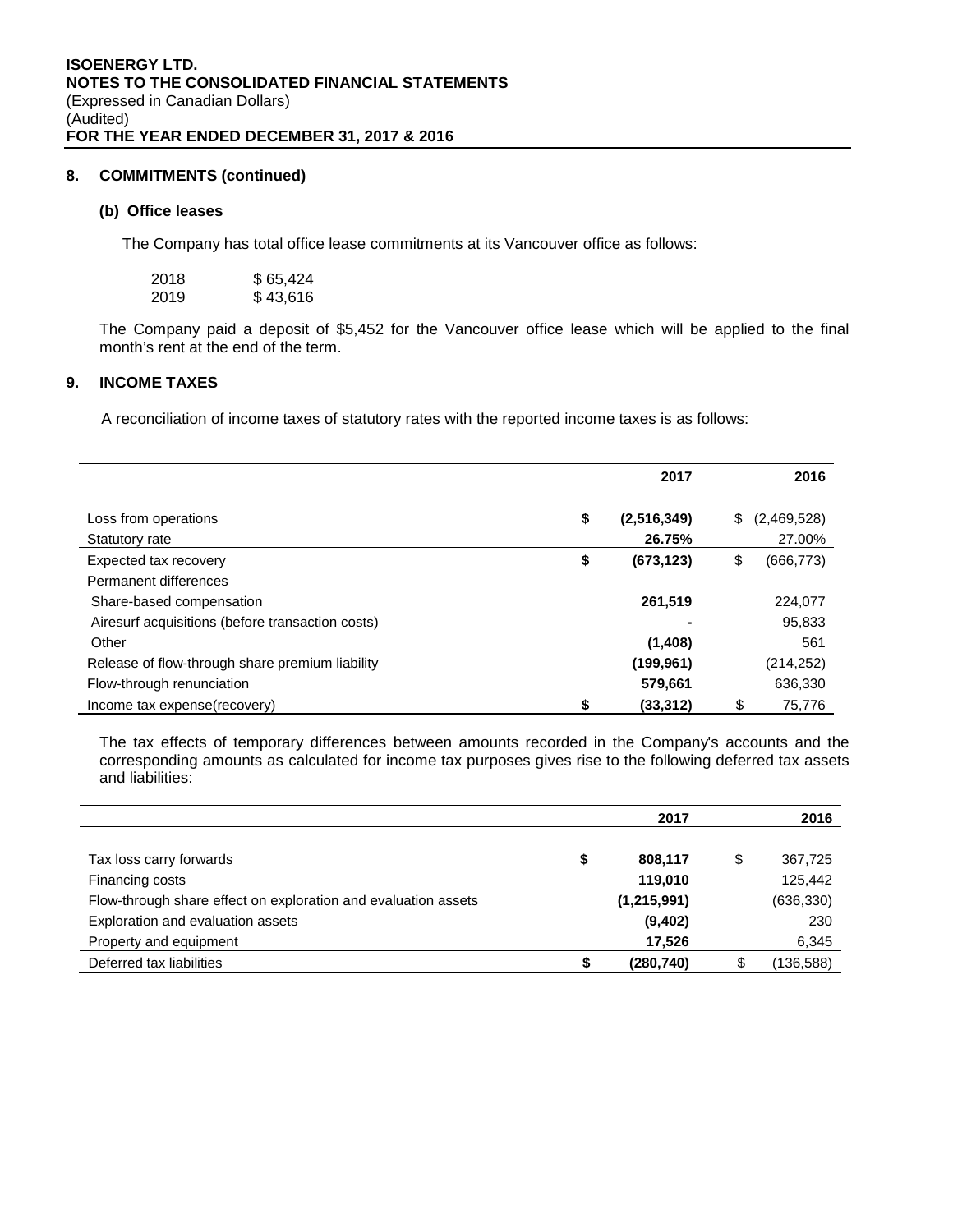## 8. COMMITMENTS (continued)

### (b) Office leases

The Company has total office lease commitments at its Vancouver office as follows:

| | |
|---|---|
| 2018 | $ 65,424 |
| 2019 | $ 43,616 |

The Company paid a deposit of $5,452 for the Vancouver office lease which will be applied to the final month's rent at the end of the term.

## 9. INCOME TAXES

A reconciliation of income taxes of statutory rates with the reported income taxes is as follows:

| | 2017 | 2016 |
|---|---|---|
| Loss from operations | **$ (2,516,349)** | $ (2,469,528) |
| Statutory rate | **26.75%** | 27.00% |
| Expected tax recovery | **$ (673,123)** | $ (666,773) |
| Permanent differences | | |
| Share-based compensation | **261,519** | 224,077 |
| Airesurf acquisitions (before transaction costs) | **-** | 95,833 |
| Other | **(1,408)** | 561 |
| Release of flow-through share premium liability | **(199,961)** | (214,252) |
| Flow-through renunciation | **579,661** | 636,330 |
| Income tax expense(recovery) | **$ (33,312)** | $ 75,776 |

The tax effects of temporary differences between amounts recorded in the Company's accounts and the corresponding amounts as calculated for income tax purposes gives rise to the following deferred tax assets and liabilities:

| | 2017 | 2016 |
|---|---|---|
| Tax loss carry forwards | **$ 808,117** | $ 367,725 |
| Financing costs | **119,010** | 125,442 |
| Flow-through share effect on exploration and evaluation assets | **(1,215,991)** | (636,330) |
| Exploration and evaluation assets | **(9,402)** | 230 |
| Property and equipment | **17,526** | 6,345 |
| Deferred tax liabilities | **$ (280,740)** | $ (136,588) |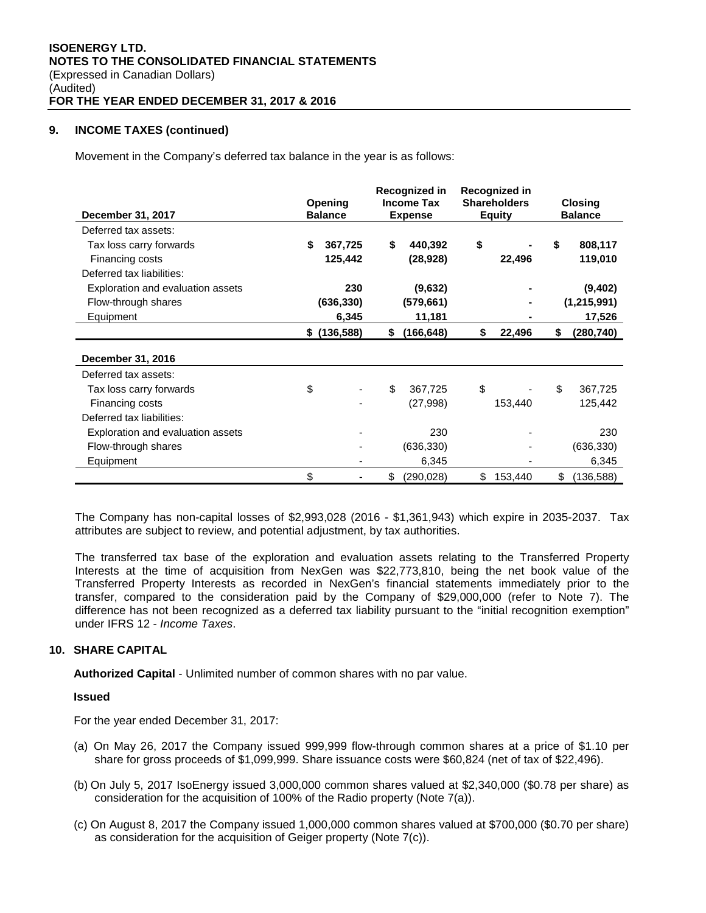### 9. INCOME TAXES (continued)

Movement in the Company's deferred tax balance in the year is as follows:

| December 31, 2017 | Opening Balance | Recognized in Income Tax Expense | Recognized in Shareholders Equity | Closing Balance |
|---|---|---|---|---|
| Deferred tax assets: | | | | |
| Tax loss carry forwards | **$ 367,725** | **$ 440,392** | **$ -** | **$ 808,117** |
| Financing costs | **125,442** | **(28,928)** | **22,496** | **119,010** |
| Deferred tax liabilities: | | | | |
| Exploration and evaluation assets | **230** | **(9,632)** | **-** | **(9,402)** |
| Flow-through shares | **(636,330)** | **(579,661)** | **-** | **(1,215,991)** |
| Equipment | **6,345** | **11,181** | **-** | **17,526** |
| | **$ (136,588)** | **$ (166,648)** | **$ 22,496** | **$ (280,740)** |

| December 31, 2016 | Opening Balance | Recognized in Income Tax Expense | Recognized in Shareholders Equity | Closing Balance |
|---|---|---|---|---|
| Deferred tax assets: | | | | |
| Tax loss carry forwards | $ - | $ 367,725 | $ - | $ 367,725 |
| Financing costs | - | (27,998) | 153,440 | 125,442 |
| Deferred tax liabilities: | | | | |
| Exploration and evaluation assets | - | 230 | - | 230 |
| Flow-through shares | - | (636,330) | - | (636,330) |
| Equipment | - | 6,345 | - | 6,345 |
| | $ - | $ (290,028) | $ 153,440 | $ (136,588) |

The Company has non-capital losses of $2,993,028 (2016 - $1,361,943) which expire in 2035-2037. Tax attributes are subject to review, and potential adjustment, by tax authorities.

The transferred tax base of the exploration and evaluation assets relating to the Transferred Property Interests at the time of acquisition from NexGen was $22,773,810, being the net book value of the Transferred Property Interests as recorded in NexGen's financial statements immediately prior to the transfer, compared to the consideration paid by the Company of $29,000,000 (refer to Note 7). The difference has not been recognized as a deferred tax liability pursuant to the "initial recognition exemption" under IFRS 12 - *Income Taxes*.

### 10. SHARE CAPITAL

**Authorized Capital** - Unlimited number of common shares with no par value.

**Issued**

For the year ended December 31, 2017:

(a) On May 26, 2017 the Company issued 999,999 flow-through common shares at a price of $1.10 per share for gross proceeds of $1,099,999. Share issuance costs were $60,824 (net of tax of $22,496).

(b) On July 5, 2017 IsoEnergy issued 3,000,000 common shares valued at $2,340,000 ($0.78 per share) as consideration for the acquisition of 100% of the Radio property (Note 7(a)).

(c) On August 8, 2017 the Company issued 1,000,000 common shares valued at $700,000 ($0.70 per share) as consideration for the acquisition of Geiger property (Note 7(c)).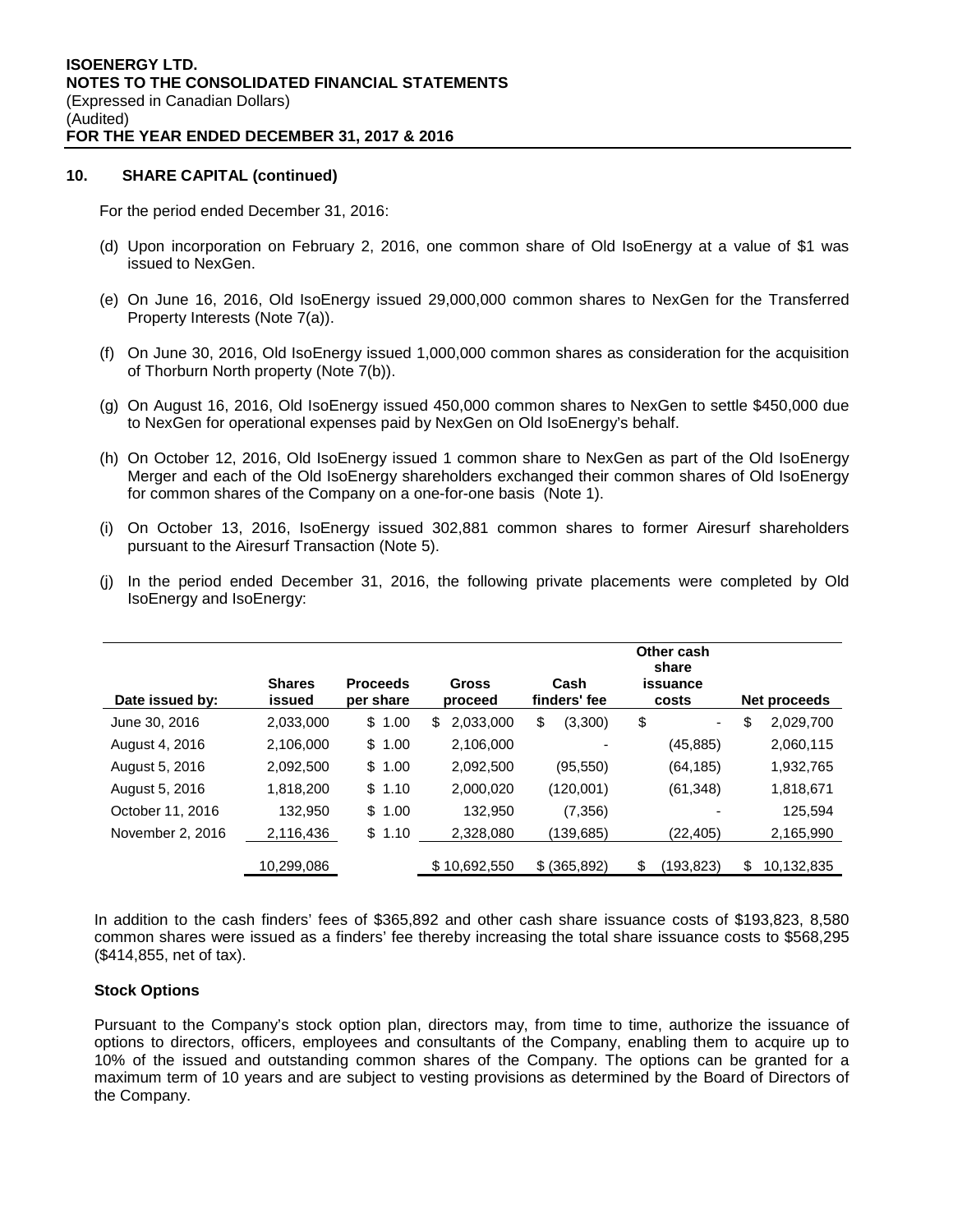**ISOENERGY LTD.**
**NOTES TO THE CONSOLIDATED FINANCIAL STATEMENTS**
(Expressed in Canadian Dollars)
(Audited)
**FOR THE YEAR ENDED DECEMBER 31, 2017 & 2016**

## 10. SHARE CAPITAL (continued)

For the period ended December 31, 2016:

(d) Upon incorporation on February 2, 2016, one common share of Old IsoEnergy at a value of $1 was issued to NexGen.

(e) On June 16, 2016, Old IsoEnergy issued 29,000,000 common shares to NexGen for the Transferred Property Interests (Note 7(a)).

(f) On June 30, 2016, Old IsoEnergy issued 1,000,000 common shares as consideration for the acquisition of Thorburn North property (Note 7(b)).

(g) On August 16, 2016, Old IsoEnergy issued 450,000 common shares to NexGen to settle $450,000 due to NexGen for operational expenses paid by NexGen on Old IsoEnergy's behalf.

(h) On October 12, 2016, Old IsoEnergy issued 1 common share to NexGen as part of the Old IsoEnergy Merger and each of the Old IsoEnergy shareholders exchanged their common shares of Old IsoEnergy for common shares of the Company on a one-for-one basis (Note 1).

(i) On October 13, 2016, IsoEnergy issued 302,881 common shares to former Airesurf shareholders pursuant to the Airesurf Transaction (Note 5).

(j) In the period ended December 31, 2016, the following private placements were completed by Old IsoEnergy and IsoEnergy:

| Date issued by: | Shares issued | Proceeds per share | Gross proceed | Cash finders' fee | Other cash share issuance costs | Net proceeds |
|---|---|---|---|---|---|---|
| June 30, 2016 | 2,033,000 | $ 1.00 | $ 2,033,000 | $ (3,300) | $ - | $ 2,029,700 |
| August 4, 2016 | 2,106,000 | $ 1.00 | 2,106,000 | - | (45,885) | 2,060,115 |
| August 5, 2016 | 2,092,500 | $ 1.00 | 2,092,500 | (95,550) | (64,185) | 1,932,765 |
| August 5, 2016 | 1,818,200 | $ 1.10 | 2,000,020 | (120,001) | (61,348) | 1,818,671 |
| October 11, 2016 | 132,950 | $ 1.00 | 132,950 | (7,356) | - | 125,594 |
| November 2, 2016 | 2,116,436 | $ 1.10 | 2,328,080 | (139,685) | (22,405) | 2,165,990 |
| | 10,299,086 | | $ 10,692,550 | $ (365,892) | $ (193,823) | $ 10,132,835 |

In addition to the cash finders' fees of $365,892 and other cash share issuance costs of $193,823, 8,580 common shares were issued as a finders' fee thereby increasing the total share issuance costs to $568,295 ($414,855, net of tax).

### Stock Options

Pursuant to the Company's stock option plan, directors may, from time to time, authorize the issuance of options to directors, officers, employees and consultants of the Company, enabling them to acquire up to 10% of the issued and outstanding common shares of the Company. The options can be granted for a maximum term of 10 years and are subject to vesting provisions as determined by the Board of Directors of the Company.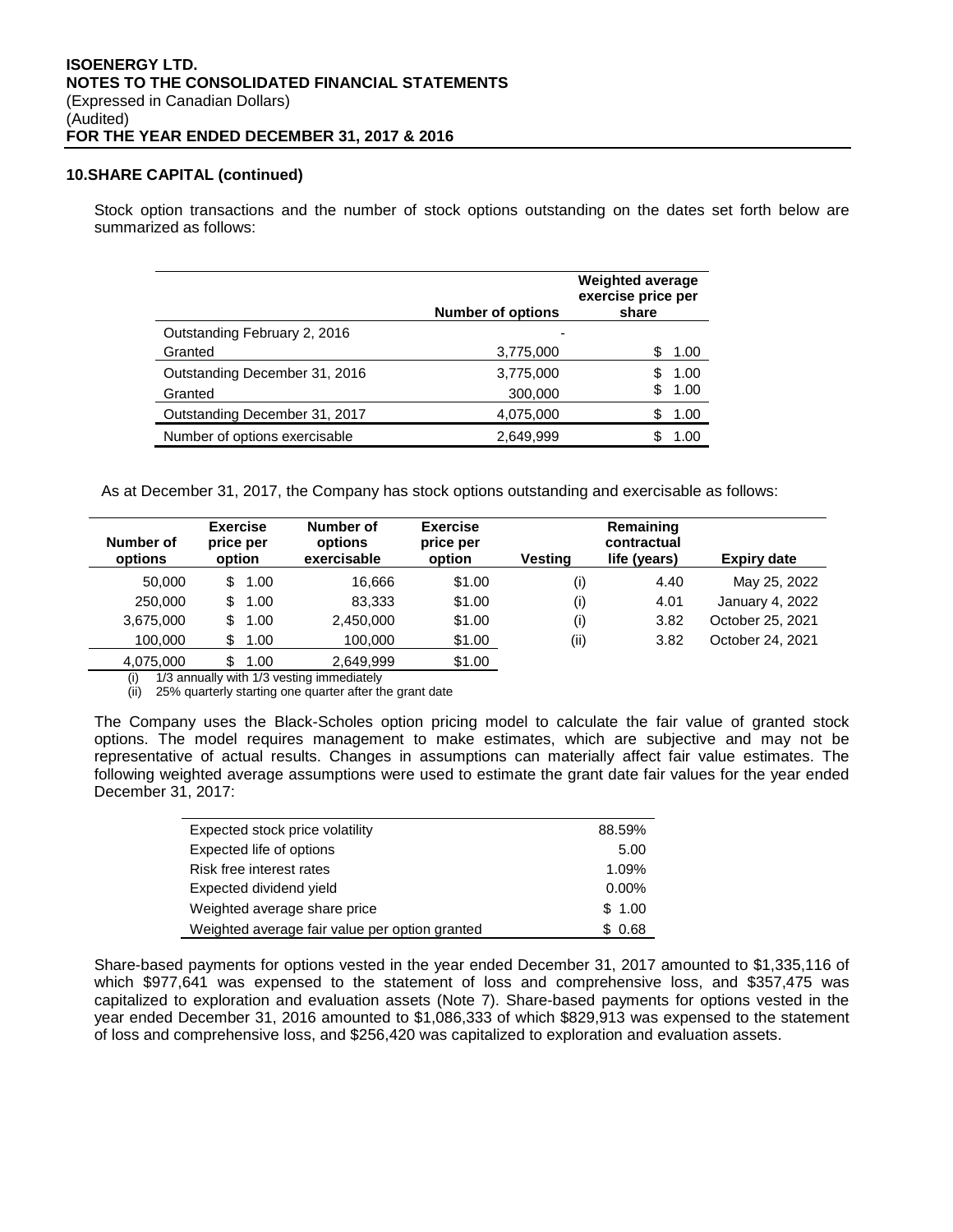## 10. SHARE CAPITAL (continued)

Stock option transactions and the number of stock options outstanding on the dates set forth below are summarized as follows:

| | Number of options | Weighted average exercise price per share |
|---|---|---|
| Outstanding February 2, 2016 | - | |
| Granted | 3,775,000 | $ 1.00 |
| Outstanding December 31, 2016 | 3,775,000 | $ 1.00 |
| Granted | 300,000 | $ 1.00 |
| Outstanding December 31, 2017 | 4,075,000 | $ 1.00 |
| Number of options exercisable | 2,649,999 | $ 1.00 |

As at December 31, 2017, the Company has stock options outstanding and exercisable as follows:

| Number of options | Exercise price per option | Number of options exercisable | Exercise price per option | Vesting | Remaining contractual life (years) | Expiry date |
|---|---|---|---|---|---|---|
| 50,000 | $ 1.00 | 16,666 | $1.00 | (i) | 4.40 | May 25, 2022 |
| 250,000 | $ 1.00 | 83,333 | $1.00 | (i) | 4.01 | January 4, 2022 |
| 3,675,000 | $ 1.00 | 2,450,000 | $1.00 | (i) | 3.82 | October 25, 2021 |
| 100,000 | $ 1.00 | 100,000 | $1.00 | (ii) | 3.82 | October 24, 2021 |
| 4,075,000 | $ 1.00 | 2,649,999 | $1.00 | | | |

(i) 1/3 annually with 1/3 vesting immediately
(ii) 25% quarterly starting one quarter after the grant date

The Company uses the Black-Scholes option pricing model to calculate the fair value of granted stock options. The model requires management to make estimates, which are subjective and may not be representative of actual results. Changes in assumptions can materially affect fair value estimates. The following weighted average assumptions were used to estimate the grant date fair values for the year ended December 31, 2017:

| | |
|---|---|
| Expected stock price volatility | 88.59% |
| Expected life of options | 5.00 |
| Risk free interest rates | 1.09% |
| Expected dividend yield | 0.00% |
| Weighted average share price | $ 1.00 |
| Weighted average fair value per option granted | $ 0.68 |

Share-based payments for options vested in the year ended December 31, 2017 amounted to $1,335,116 of which $977,641 was expensed to the statement of loss and comprehensive loss, and $357,475 was capitalized to exploration and evaluation assets (Note 7). Share-based payments for options vested in the year ended December 31, 2016 amounted to $1,086,333 of which $829,913 was expensed to the statement of loss and comprehensive loss, and $256,420 was capitalized to exploration and evaluation assets.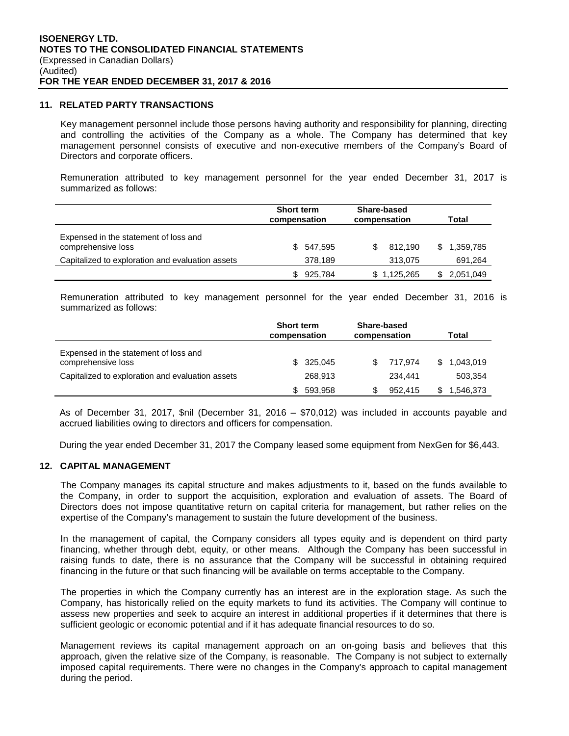## 11. RELATED PARTY TRANSACTIONS

Key management personnel include those persons having authority and responsibility for planning, directing and controlling the activities of the Company as a whole. The Company has determined that key management personnel consists of executive and non-executive members of the Company's Board of Directors and corporate officers.

Remuneration attributed to key management personnel for the year ended December 31, 2017 is summarized as follows:

| | Short term compensation | Share-based compensation | Total |
|---|---|---|---|
| Expensed in the statement of loss and comprehensive loss | $ 547,595 | $ 812,190 | $ 1,359,785 |
| Capitalized to exploration and evaluation assets | 378,189 | 313,075 | 691,264 |
| | $ 925,784 | $ 1,125,265 | $ 2,051,049 |

Remuneration attributed to key management personnel for the year ended December 31, 2016 is summarized as follows:

| | Short term compensation | Share-based compensation | Total |
|---|---|---|---|
| Expensed in the statement of loss and comprehensive loss | $ 325,045 | $ 717,974 | $ 1,043,019 |
| Capitalized to exploration and evaluation assets | 268,913 | 234,441 | 503,354 |
| | $ 593,958 | $ 952,415 | $ 1,546,373 |

As of December 31, 2017, $nil (December 31, 2016 – $70,012) was included in accounts payable and accrued liabilities owing to directors and officers for compensation.

During the year ended December 31, 2017 the Company leased some equipment from NexGen for $6,443.

## 12. CAPITAL MANAGEMENT

The Company manages its capital structure and makes adjustments to it, based on the funds available to the Company, in order to support the acquisition, exploration and evaluation of assets. The Board of Directors does not impose quantitative return on capital criteria for management, but rather relies on the expertise of the Company's management to sustain the future development of the business.

In the management of capital, the Company considers all types equity and is dependent on third party financing, whether through debt, equity, or other means. Although the Company has been successful in raising funds to date, there is no assurance that the Company will be successful in obtaining required financing in the future or that such financing will be available on terms acceptable to the Company.

The properties in which the Company currently has an interest are in the exploration stage. As such the Company, has historically relied on the equity markets to fund its activities. The Company will continue to assess new properties and seek to acquire an interest in additional properties if it determines that there is sufficient geologic or economic potential and if it has adequate financial resources to do so.

Management reviews its capital management approach on an on-going basis and believes that this approach, given the relative size of the Company, is reasonable. The Company is not subject to externally imposed capital requirements. There were no changes in the Company's approach to capital management during the period.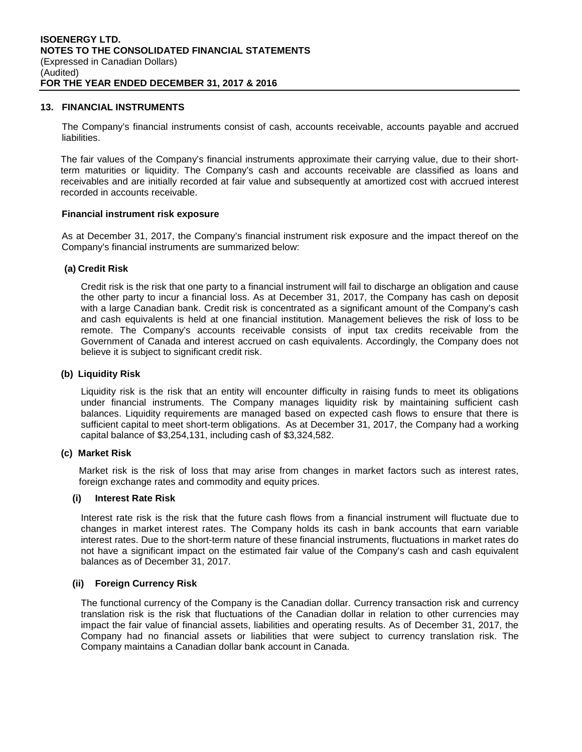## 13. FINANCIAL INSTRUMENTS

The Company's financial instruments consist of cash, accounts receivable, accounts payable and accrued liabilities.

The fair values of the Company's financial instruments approximate their carrying value, due to their short-term maturities or liquidity. The Company's cash and accounts receivable are classified as loans and receivables and are initially recorded at fair value and subsequently at amortized cost with accrued interest recorded in accounts receivable.

**Financial instrument risk exposure**

As at December 31, 2017, the Company's financial instrument risk exposure and the impact thereof on the Company's financial instruments are summarized below:

**(a) Credit Risk**

Credit risk is the risk that one party to a financial instrument will fail to discharge an obligation and cause the other party to incur a financial loss. As at December 31, 2017, the Company has cash on deposit with a large Canadian bank. Credit risk is concentrated as a significant amount of the Company's cash and cash equivalents is held at one financial institution. Management believes the risk of loss to be remote. The Company's accounts receivable consists of input tax credits receivable from the Government of Canada and interest accrued on cash equivalents. Accordingly, the Company does not believe it is subject to significant credit risk.

**(b) Liquidity Risk**

Liquidity risk is the risk that an entity will encounter difficulty in raising funds to meet its obligations under financial instruments. The Company manages liquidity risk by maintaining sufficient cash balances. Liquidity requirements are managed based on expected cash flows to ensure that there is sufficient capital to meet short-term obligations. As at December 31, 2017, the Company had a working capital balance of $3,254,131, including cash of $3,324,582.

**(c) Market Risk**

Market risk is the risk of loss that may arise from changes in market factors such as interest rates, foreign exchange rates and commodity and equity prices.

**(i) Interest Rate Risk**

Interest rate risk is the risk that the future cash flows from a financial instrument will fluctuate due to changes in market interest rates. The Company holds its cash in bank accounts that earn variable interest rates. Due to the short-term nature of these financial instruments, fluctuations in market rates do not have a significant impact on the estimated fair value of the Company's cash and cash equivalent balances as of December 31, 2017.

**(ii) Foreign Currency Risk**

The functional currency of the Company is the Canadian dollar. Currency transaction risk and currency translation risk is the risk that fluctuations of the Canadian dollar in relation to other currencies may impact the fair value of financial assets, liabilities and operating results. As of December 31, 2017, the Company had no financial assets or liabilities that were subject to currency translation risk. The Company maintains a Canadian dollar bank account in Canada.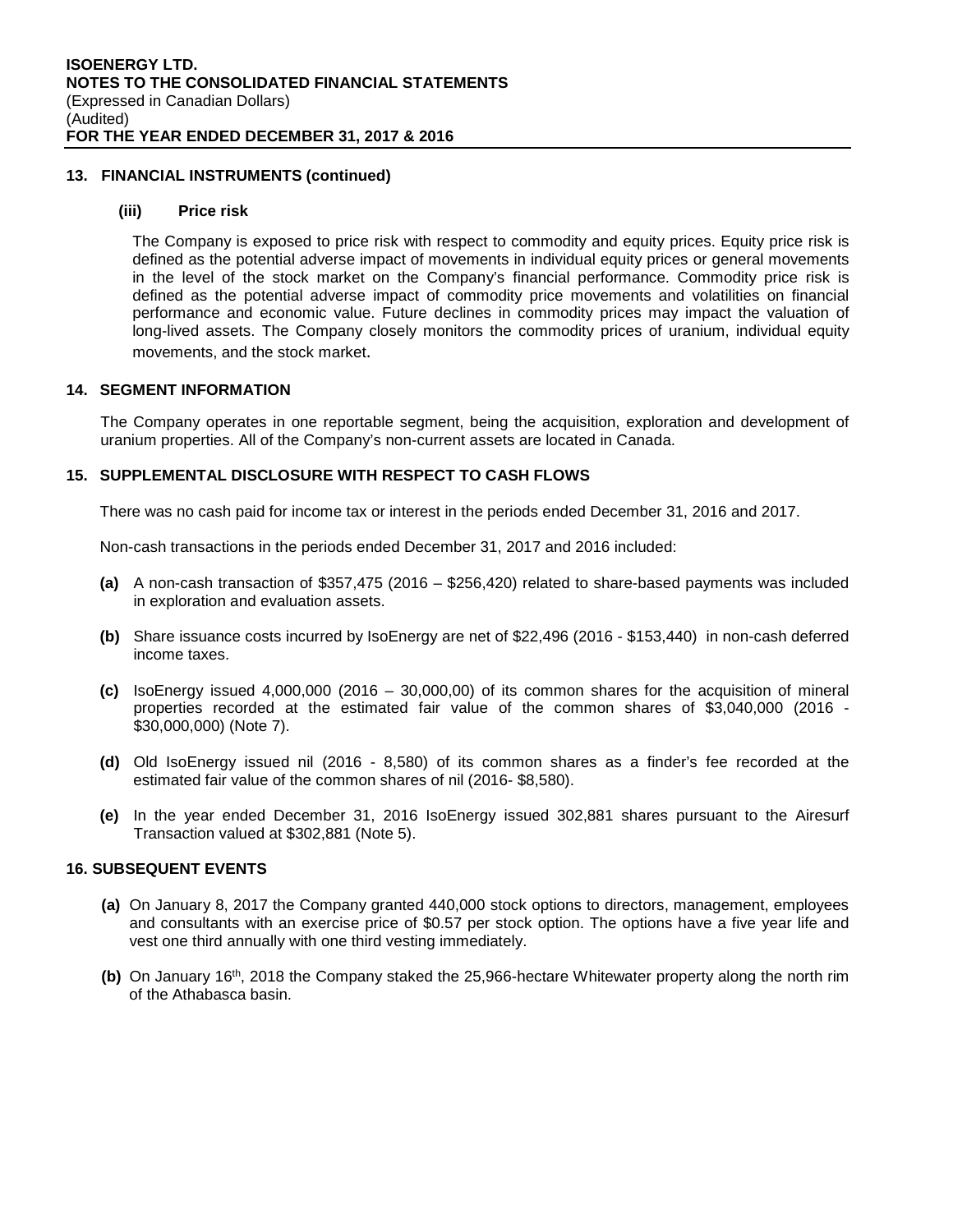## 13. FINANCIAL INSTRUMENTS (continued)

### (iii) Price risk

The Company is exposed to price risk with respect to commodity and equity prices. Equity price risk is defined as the potential adverse impact of movements in individual equity prices or general movements in the level of the stock market on the Company's financial performance. Commodity price risk is defined as the potential adverse impact of commodity price movements and volatilities on financial performance and economic value. Future declines in commodity prices may impact the valuation of long-lived assets. The Company closely monitors the commodity prices of uranium, individual equity movements, and the stock market.

## 14. SEGMENT INFORMATION

The Company operates in one reportable segment, being the acquisition, exploration and development of uranium properties. All of the Company's non-current assets are located in Canada.

## 15. SUPPLEMENTAL DISCLOSURE WITH RESPECT TO CASH FLOWS

There was no cash paid for income tax or interest in the periods ended December 31, 2016 and 2017.

Non-cash transactions in the periods ended December 31, 2017 and 2016 included:

**(a)** A non-cash transaction of $357,475 (2016 – $256,420) related to share-based payments was included in exploration and evaluation assets.

**(b)** Share issuance costs incurred by IsoEnergy are net of $22,496 (2016 - $153,440) in non-cash deferred income taxes.

**(c)** IsoEnergy issued 4,000,000 (2016 – 30,000,00) of its common shares for the acquisition of mineral properties recorded at the estimated fair value of the common shares of $3,040,000 (2016 - $30,000,000) (Note 7).

**(d)** Old IsoEnergy issued nil (2016 - 8,580) of its common shares as a finder's fee recorded at the estimated fair value of the common shares of nil (2016- $8,580).

**(e)** In the year ended December 31, 2016 IsoEnergy issued 302,881 shares pursuant to the Airesurf Transaction valued at $302,881 (Note 5).

## 16. SUBSEQUENT EVENTS

**(a)** On January 8, 2017 the Company granted 440,000 stock options to directors, management, employees and consultants with an exercise price of $0.57 per stock option. The options have a five year life and vest one third annually with one third vesting immediately.

**(b)** On January 16th, 2018 the Company staked the 25,966-hectare Whitewater property along the north rim of the Athabasca basin.